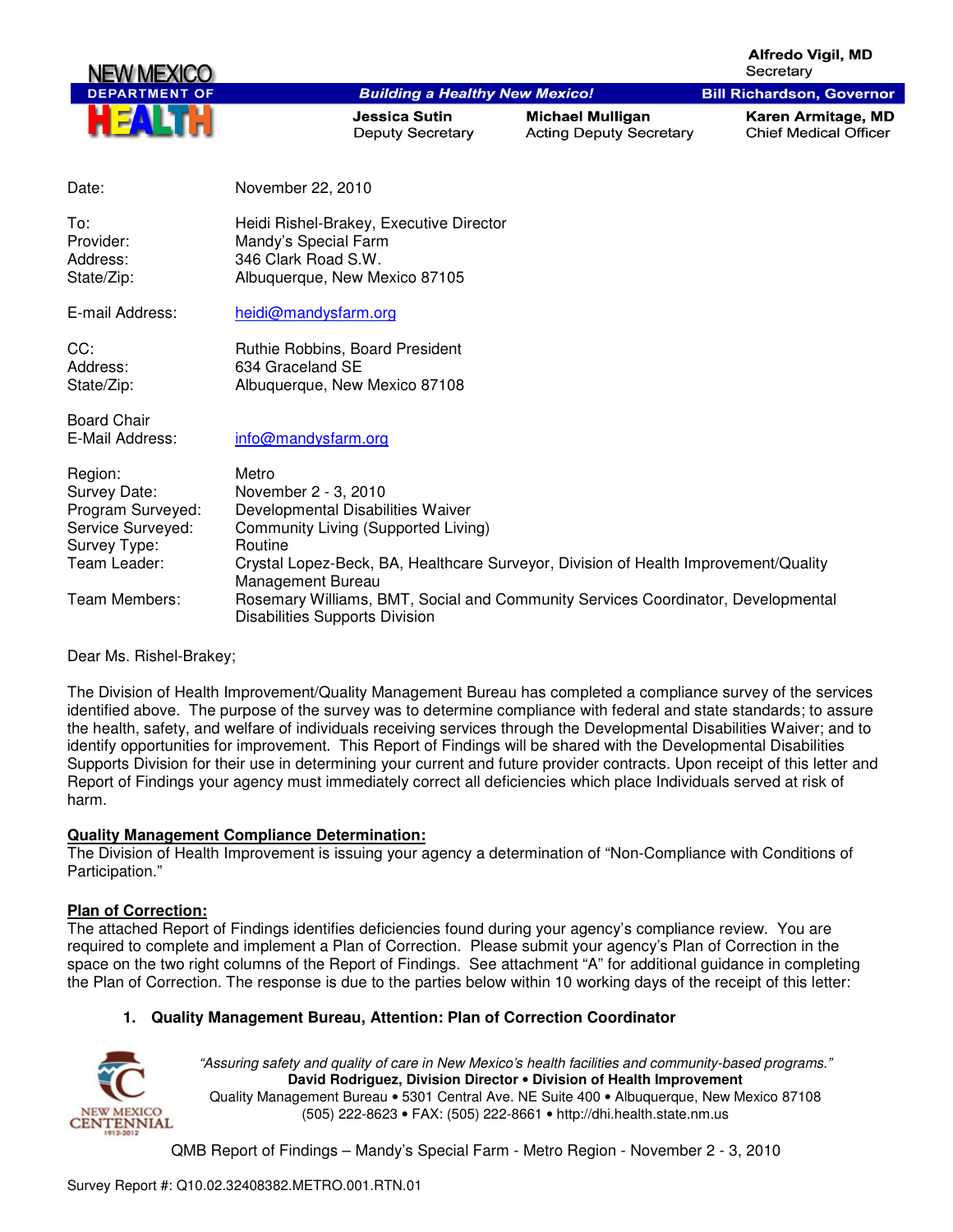NEW MEXICO DEPARTMENT OF HEALTH

**Building a Healthy New Mexico!**

**Alfredo Vigil, MD**
Secretary

**Bill Richardson, Governor**

**Jessica Sutin**
Deputy Secretary

**Michael Mulligan**
Acting Deputy Secretary

**Karen Armitage, MD**
Chief Medical Officer

| | |
|---|---|
| Date: | November 22, 2010 |
| To: | Heidi Rishel-Brakey, Executive Director |
| Provider: | Mandy's Special Farm |
| Address: | 346 Clark Road S.W. |
| State/Zip: | Albuquerque, New Mexico 87105 |
| E-mail Address: | heidi@mandysfarm.org |
| CC: | Ruthie Robbins, Board President |
| Address: | 634 Graceland SE |
| State/Zip: | Albuquerque, New Mexico 87108 |
| Board Chair E-Mail Address: | info@mandysfarm.org |
| Region: | Metro |
| Survey Date: | November 2 - 3, 2010 |
| Program Surveyed: | Developmental Disabilities Waiver |
| Service Surveyed: | Community Living (Supported Living) |
| Survey Type: | Routine |
| Team Leader: | Crystal Lopez-Beck, BA, Healthcare Surveyor, Division of Health Improvement/Quality Management Bureau |
| Team Members: | Rosemary Williams, BMT, Social and Community Services Coordinator, Developmental Disabilities Supports Division |

Dear Ms. Rishel-Brakey;

The Division of Health Improvement/Quality Management Bureau has completed a compliance survey of the services identified above. The purpose of the survey was to determine compliance with federal and state standards; to assure the health, safety, and welfare of individuals receiving services through the Developmental Disabilities Waiver; and to identify opportunities for improvement. This Report of Findings will be shared with the Developmental Disabilities Supports Division for their use in determining your current and future provider contracts. Upon receipt of this letter and Report of Findings your agency must immediately correct all deficiencies which place Individuals served at risk of harm.

**Quality Management Compliance Determination:**
The Division of Health Improvement is issuing your agency a determination of "Non-Compliance with Conditions of Participation."

**Plan of Correction:**
The attached Report of Findings identifies deficiencies found during your agency's compliance review. You are required to complete and implement a Plan of Correction. Please submit your agency's Plan of Correction in the space on the two right columns of the Report of Findings. See attachment "A" for additional guidance in completing the Plan of Correction. The response is due to the parties below within 10 working days of the receipt of this letter:

1. **Quality Management Bureau, Attention: Plan of Correction Coordinator**

*"Assuring safety and quality of care in New Mexico's health facilities and community-based programs."*
**David Rodriguez, Division Director • Division of Health Improvement**
Quality Management Bureau • 5301 Central Ave. NE Suite 400 • Albuquerque, New Mexico 87108
(505) 222-8623 • FAX: (505) 222-8661 • http://dhi.health.state.nm.us

QMB Report of Findings – Mandy's Special Farm - Metro Region - November 2 - 3, 2010

Survey Report #: Q10.02.32408382.METRO.001.RTN.01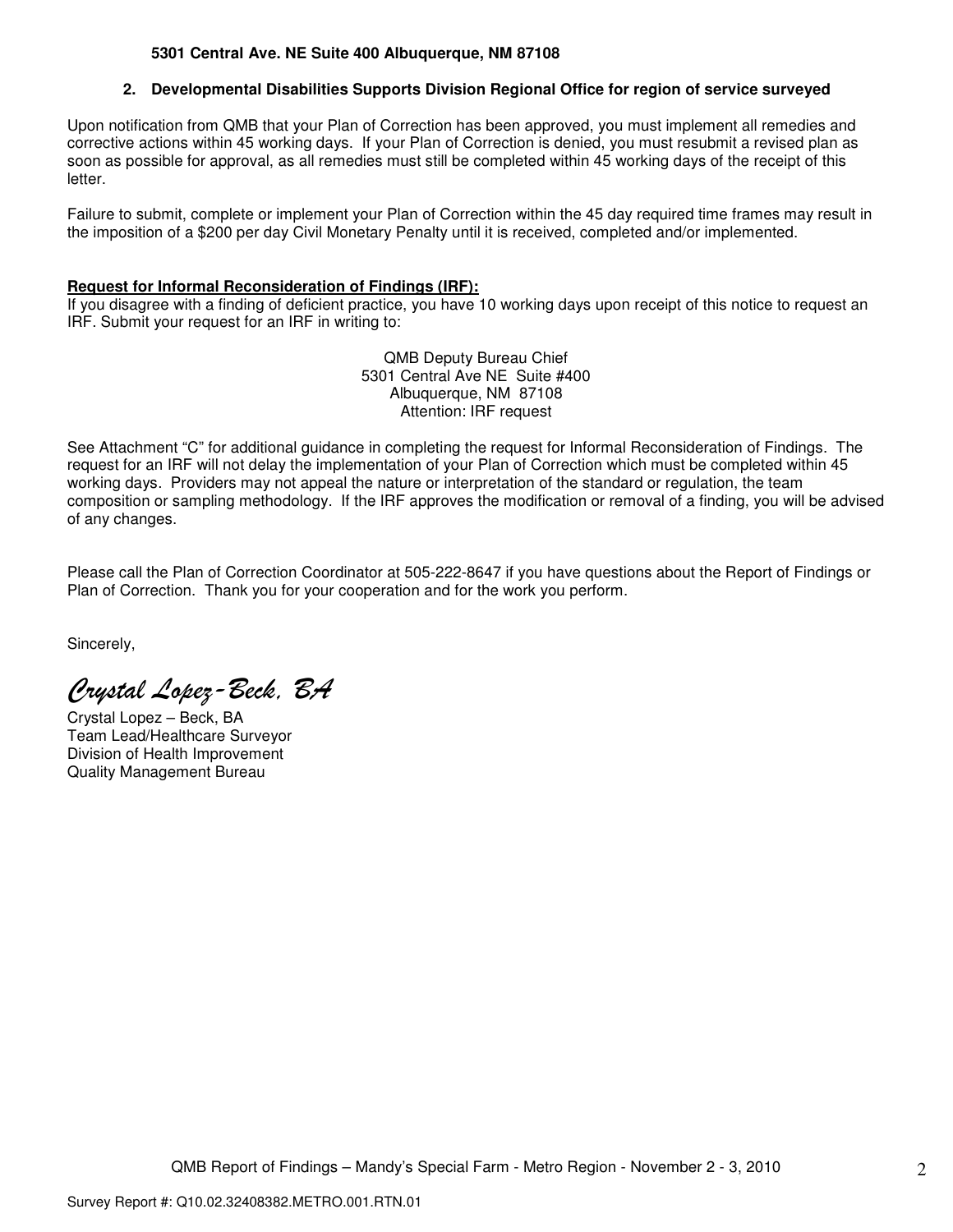**5301 Central Ave. NE Suite 400 Albuquerque, NM 87108**

2. **Developmental Disabilities Supports Division Regional Office for region of service surveyed**

Upon notification from QMB that your Plan of Correction has been approved, you must implement all remedies and corrective actions within 45 working days. If your Plan of Correction is denied, you must resubmit a revised plan as soon as possible for approval, as all remedies must still be completed within 45 working days of the receipt of this letter.

Failure to submit, complete or implement your Plan of Correction within the 45 day required time frames may result in the imposition of a $200 per day Civil Monetary Penalty until it is received, completed and/or implemented.

**Request for Informal Reconsideration of Findings (IRF):**
If you disagree with a finding of deficient practice, you have 10 working days upon receipt of this notice to request an IRF. Submit your request for an IRF in writing to:

QMB Deputy Bureau Chief
5301 Central Ave NE Suite #400
Albuquerque, NM 87108
Attention: IRF request

See Attachment "C" for additional guidance in completing the request for Informal Reconsideration of Findings. The request for an IRF will not delay the implementation of your Plan of Correction which must be completed within 45 working days. Providers may not appeal the nature or interpretation of the standard or regulation, the team composition or sampling methodology. If the IRF approves the modification or removal of a finding, you will be advised of any changes.

Please call the Plan of Correction Coordinator at 505-222-8647 if you have questions about the Report of Findings or Plan of Correction. Thank you for your cooperation and for the work you perform.

Sincerely,

*Crystal Lopez-Beck, BA*

Crystal Lopez – Beck, BA
Team Lead/Healthcare Surveyor
Division of Health Improvement
Quality Management Bureau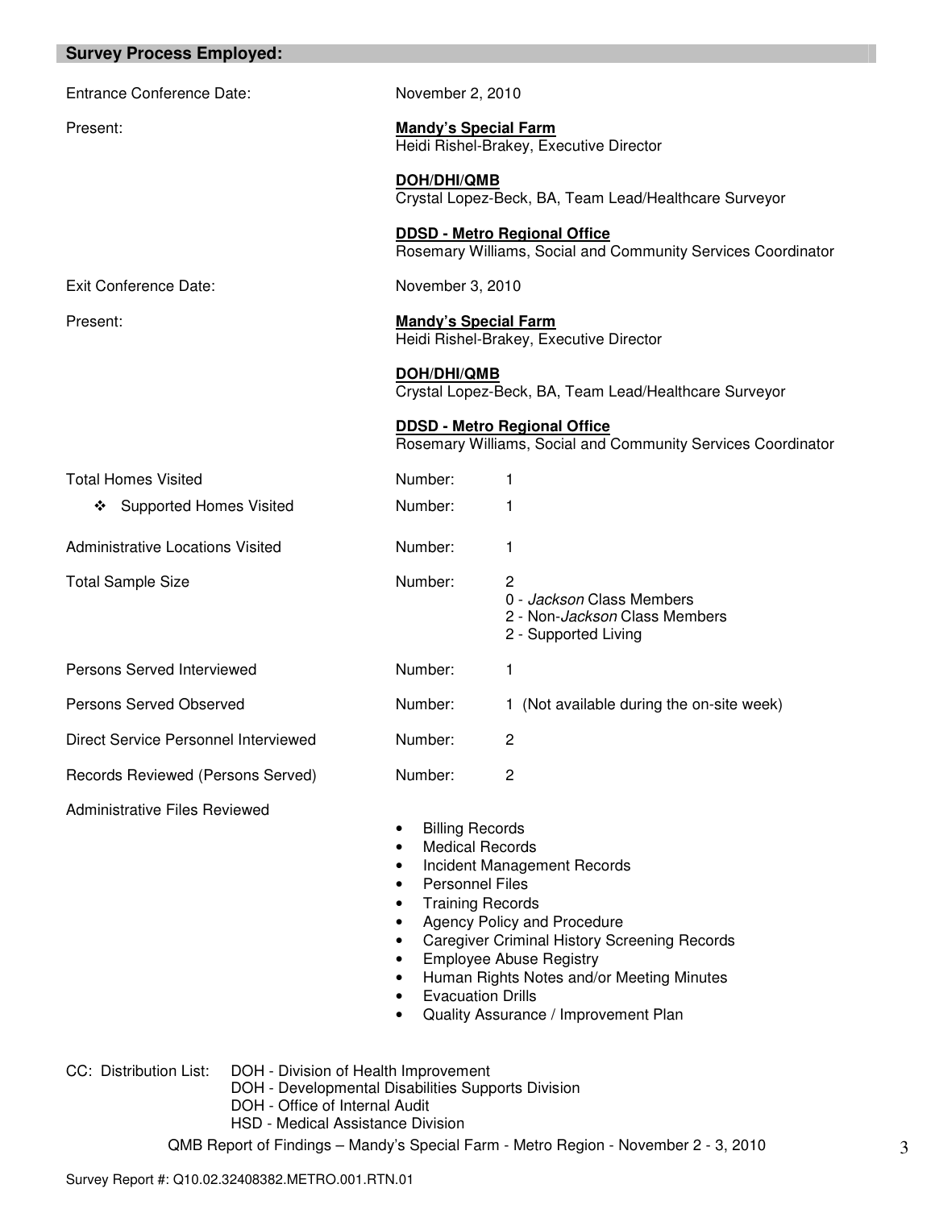## Survey Process Employed:

| | | |
|---|---|---|
| Entrance Conference Date: | November 2, 2010 | |
| Present: | **Mandy's Special Farm**<br>Heidi Rishel-Brakey, Executive Director<br><br>**DOH/DHI/QMB**<br>Crystal Lopez-Beck, BA, Team Lead/Healthcare Surveyor<br><br>**DDSD - Metro Regional Office**<br>Rosemary Williams, Social and Community Services Coordinator | |
| Exit Conference Date: | November 3, 2010 | |
| Present: | **Mandy's Special Farm**<br>Heidi Rishel-Brakey, Executive Director<br><br>**DOH/DHI/QMB**<br>Crystal Lopez-Beck, BA, Team Lead/Healthcare Surveyor<br><br>**DDSD - Metro Regional Office**<br>Rosemary Williams, Social and Community Services Coordinator | |
| Total Homes Visited | Number: | 1 |
| ❖ Supported Homes Visited | Number: | 1 |
| Administrative Locations Visited | Number: | 1 |
| Total Sample Size | Number: | 2<br>0 - *Jackson* Class Members<br>2 - Non-*Jackson* Class Members<br>2 - Supported Living |
| Persons Served Interviewed | Number: | 1 |
| Persons Served Observed | Number: | 1 (Not available during the on-site week) |
| Direct Service Personnel Interviewed | Number: | 2 |
| Records Reviewed (Persons Served) | Number: | 2 |

Administrative Files Reviewed

- Billing Records
- Medical Records
- Incident Management Records
- Personnel Files
- Training Records
- Agency Policy and Procedure
- Caregiver Criminal History Screening Records
- Employee Abuse Registry
- Human Rights Notes and/or Meeting Minutes
- Evacuation Drills
- Quality Assurance / Improvement Plan

CC: Distribution List:
- DOH - Division of Health Improvement
- DOH - Developmental Disabilities Supports Division
- DOH - Office of Internal Audit
- HSD - Medical Assistance Division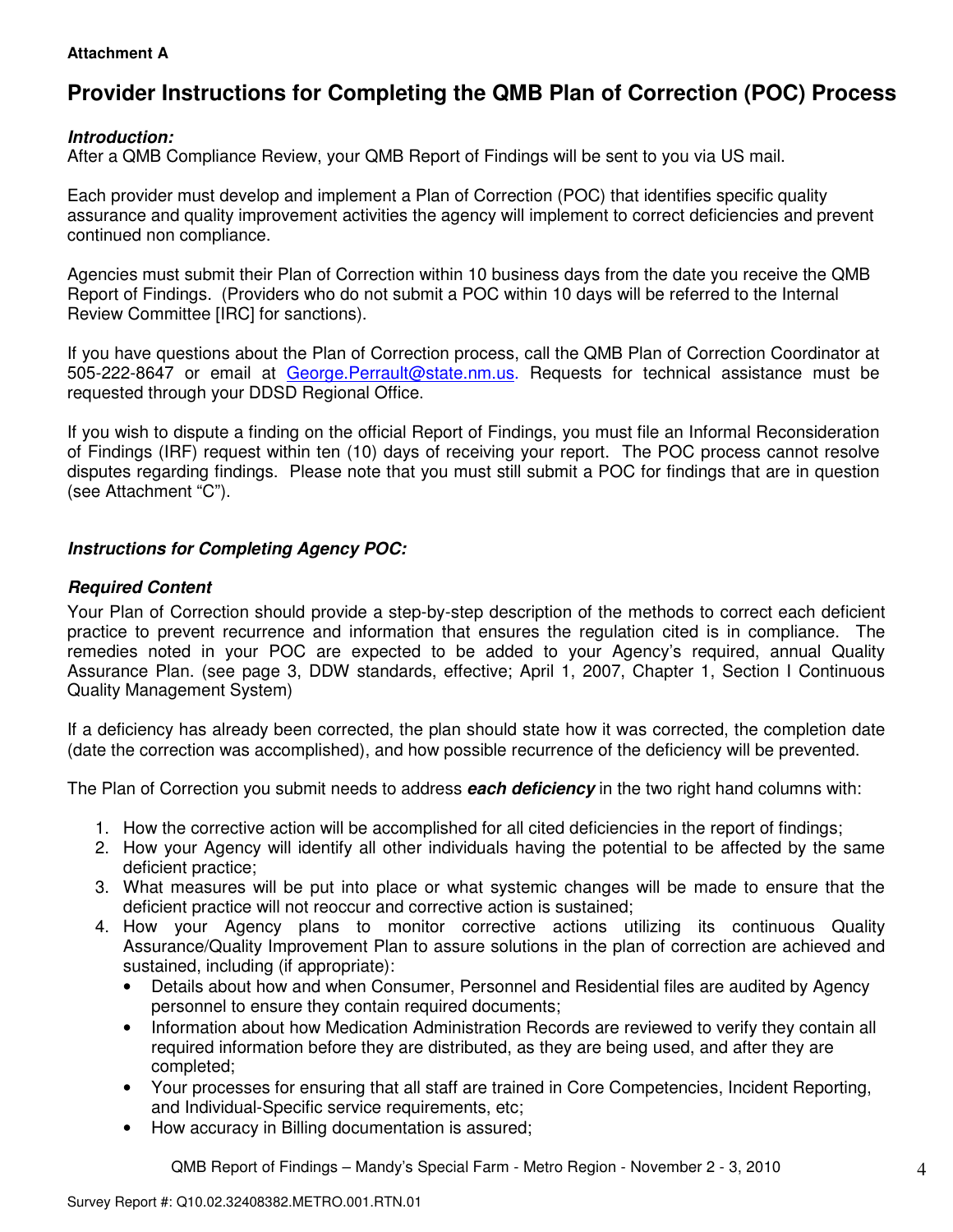**Attachment A**

# Provider Instructions for Completing the QMB Plan of Correction (POC) Process

***Introduction:***
After a QMB Compliance Review, your QMB Report of Findings will be sent to you via US mail.

Each provider must develop and implement a Plan of Correction (POC) that identifies specific quality assurance and quality improvement activities the agency will implement to correct deficiencies and prevent continued non compliance.

Agencies must submit their Plan of Correction within 10 business days from the date you receive the QMB Report of Findings. (Providers who do not submit a POC within 10 days will be referred to the Internal Review Committee [IRC] for sanctions).

If you have questions about the Plan of Correction process, call the QMB Plan of Correction Coordinator at 505-222-8647 or email at George.Perrault@state.nm.us. Requests for technical assistance must be requested through your DDSD Regional Office.

If you wish to dispute a finding on the official Report of Findings, you must file an Informal Reconsideration of Findings (IRF) request within ten (10) days of receiving your report. The POC process cannot resolve disputes regarding findings. Please note that you must still submit a POC for findings that are in question (see Attachment "C").

***Instructions for Completing Agency POC:***

***Required Content***
Your Plan of Correction should provide a step-by-step description of the methods to correct each deficient practice to prevent recurrence and information that ensures the regulation cited is in compliance. The remedies noted in your POC are expected to be added to your Agency's required, annual Quality Assurance Plan. (see page 3, DDW standards, effective; April 1, 2007, Chapter 1, Section I Continuous Quality Management System)

If a deficiency has already been corrected, the plan should state how it was corrected, the completion date (date the correction was accomplished), and how possible recurrence of the deficiency will be prevented.

The Plan of Correction you submit needs to address ***each deficiency*** in the two right hand columns with:

1. How the corrective action will be accomplished for all cited deficiencies in the report of findings;
2. How your Agency will identify all other individuals having the potential to be affected by the same deficient practice;
3. What measures will be put into place or what systemic changes will be made to ensure that the deficient practice will not reoccur and corrective action is sustained;
4. How your Agency plans to monitor corrective actions utilizing its continuous Quality Assurance/Quality Improvement Plan to assure solutions in the plan of correction are achieved and sustained, including (if appropriate):
   - Details about how and when Consumer, Personnel and Residential files are audited by Agency personnel to ensure they contain required documents;
   - Information about how Medication Administration Records are reviewed to verify they contain all required information before they are distributed, as they are being used, and after they are completed;
   - Your processes for ensuring that all staff are trained in Core Competencies, Incident Reporting, and Individual-Specific service requirements, etc;
   - How accuracy in Billing documentation is assured;

QMB Report of Findings – Mandy's Special Farm - Metro Region - November 2 - 3, 2010

Survey Report #: Q10.02.32408382.METRO.001.RTN.01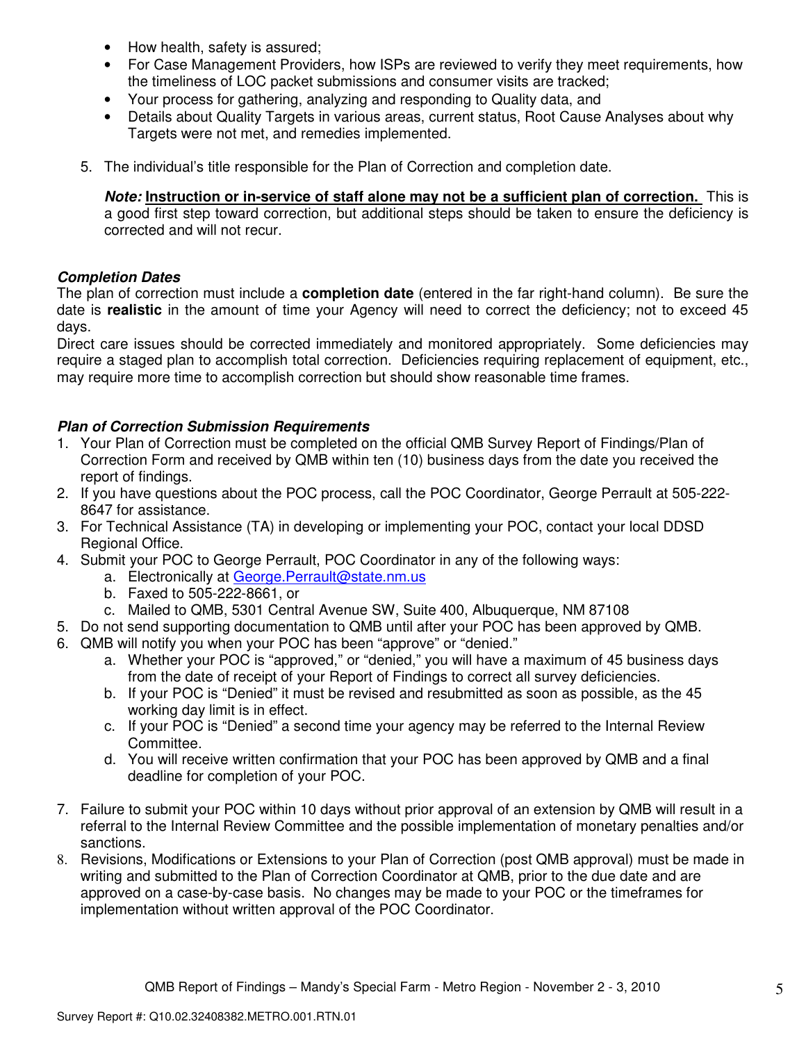- How health, safety is assured;
- For Case Management Providers, how ISPs are reviewed to verify they meet requirements, how the timeliness of LOC packet submissions and consumer visits are tracked;
- Your process for gathering, analyzing and responding to Quality data, and
- Details about Quality Targets in various areas, current status, Root Cause Analyses about why Targets were not met, and remedies implemented.

5. The individual's title responsible for the Plan of Correction and completion date.

   ***Note:*** **<u>Instruction or in-service of staff alone may not be a sufficient plan of correction.</u>** This is a good first step toward correction, but additional steps should be taken to ensure the deficiency is corrected and will not recur.

***Completion Dates***

The plan of correction must include a **completion date** (entered in the far right-hand column). Be sure the date is **realistic** in the amount of time your Agency will need to correct the deficiency; not to exceed 45 days.

Direct care issues should be corrected immediately and monitored appropriately. Some deficiencies may require a staged plan to accomplish total correction. Deficiencies requiring replacement of equipment, etc., may require more time to accomplish correction but should show reasonable time frames.

***Plan of Correction Submission Requirements***

1. Your Plan of Correction must be completed on the official QMB Survey Report of Findings/Plan of Correction Form and received by QMB within ten (10) business days from the date you received the report of findings.
2. If you have questions about the POC process, call the POC Coordinator, George Perrault at 505-222-8647 for assistance.
3. For Technical Assistance (TA) in developing or implementing your POC, contact your local DDSD Regional Office.
4. Submit your POC to George Perrault, POC Coordinator in any of the following ways:
   a. Electronically at George.Perrault@state.nm.us
   b. Faxed to 505-222-8661, or
   c. Mailed to QMB, 5301 Central Avenue SW, Suite 400, Albuquerque, NM 87108
5. Do not send supporting documentation to QMB until after your POC has been approved by QMB.
6. QMB will notify you when your POC has been "approve" or "denied."
   a. Whether your POC is "approved," or "denied," you will have a maximum of 45 business days from the date of receipt of your Report of Findings to correct all survey deficiencies.
   b. If your POC is "Denied" it must be revised and resubmitted as soon as possible, as the 45 working day limit is in effect.
   c. If your POC is "Denied" a second time your agency may be referred to the Internal Review Committee.
   d. You will receive written confirmation that your POC has been approved by QMB and a final deadline for completion of your POC.
7. Failure to submit your POC within 10 days without prior approval of an extension by QMB will result in a referral to the Internal Review Committee and the possible implementation of monetary penalties and/or sanctions.
8. Revisions, Modifications or Extensions to your Plan of Correction (post QMB approval) must be made in writing and submitted to the Plan of Correction Coordinator at QMB, prior to the due date and are approved on a case-by-case basis. No changes may be made to your POC or the timeframes for implementation without written approval of the POC Coordinator.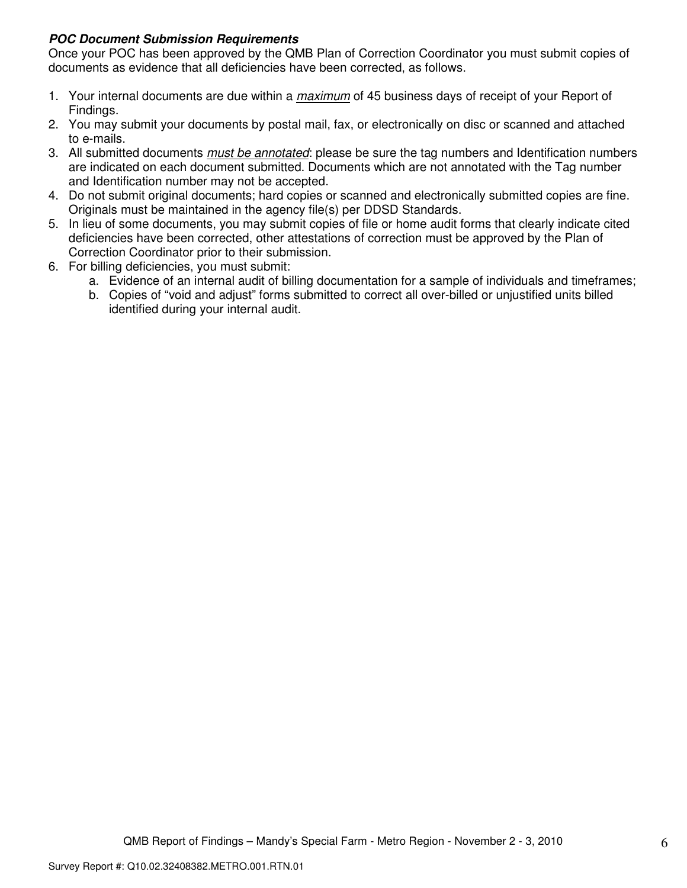***POC Document Submission Requirements***

Once your POC has been approved by the QMB Plan of Correction Coordinator you must submit copies of documents as evidence that all deficiencies have been corrected, as follows.

1. Your internal documents are due within a *maximum* of 45 business days of receipt of your Report of Findings.
2. You may submit your documents by postal mail, fax, or electronically on disc or scanned and attached to e-mails.
3. All submitted documents *must be annotated*: please be sure the tag numbers and Identification numbers are indicated on each document submitted. Documents which are not annotated with the Tag number and Identification number may not be accepted.
4. Do not submit original documents; hard copies or scanned and electronically submitted copies are fine. Originals must be maintained in the agency file(s) per DDSD Standards.
5. In lieu of some documents, you may submit copies of file or home audit forms that clearly indicate cited deficiencies have been corrected, other attestations of correction must be approved by the Plan of Correction Coordinator prior to their submission.
6. For billing deficiencies, you must submit:
   a. Evidence of an internal audit of billing documentation for a sample of individuals and timeframes;
   b. Copies of "void and adjust" forms submitted to correct all over-billed or unjustified units billed identified during your internal audit.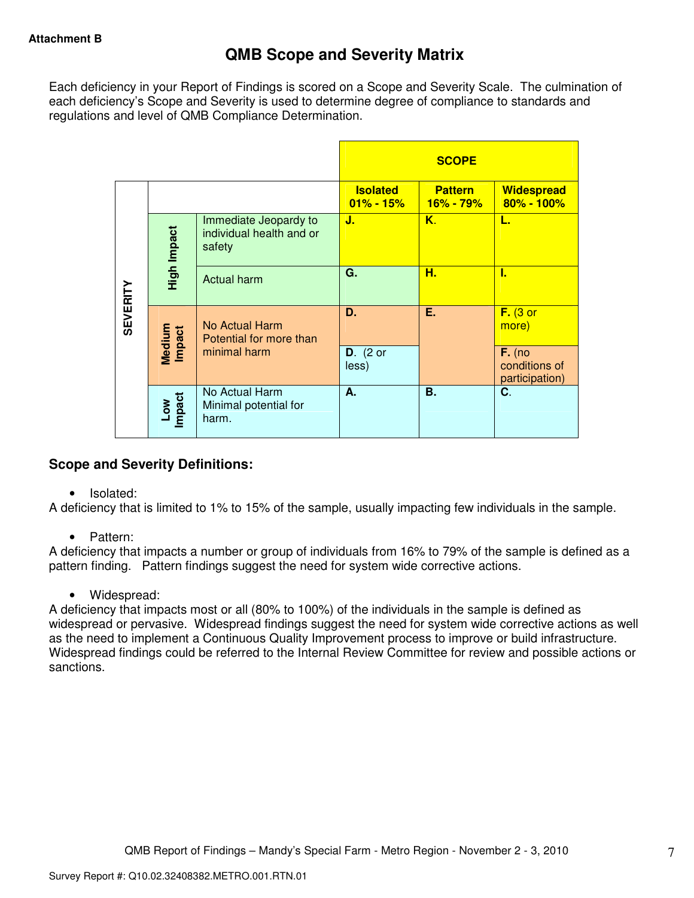Attachment B

# QMB Scope and Severity Matrix

Each deficiency in your Report of Findings is scored on a Scope and Severity Scale. The culmination of each deficiency's Scope and Severity is used to determine degree of compliance to standards and regulations and level of QMB Compliance Determination.

| SEVERITY | | | SCOPE | | |
|---|---|---|---|---|---|
| | | | **Isolated 01% - 15%** | **Pattern 16% - 79%** | **Widespread 80% - 100%** |
| | **High Impact** | Immediate Jeopardy to individual health and or safety | **J.** | **K.** | **L.** |
| | **High Impact** | Actual harm | **G.** | **H.** | **I.** |
| | **Medium Impact** | No Actual Harm Potential for more than minimal harm | **D.** | **E.** | **F.** (3 or more) |
| | **Medium Impact** | | **D.** (2 or less) | | **F.** (no conditions of participation) |
| | **Low Impact** | No Actual Harm Minimal potential for harm. | **A.** | **B.** | **C.** |

### Scope and Severity Definitions:

- Isolated:

A deficiency that is limited to 1% to 15% of the sample, usually impacting few individuals in the sample.

- Pattern:

A deficiency that impacts a number or group of individuals from 16% to 79% of the sample is defined as a pattern finding. Pattern findings suggest the need for system wide corrective actions.

- Widespread:

A deficiency that impacts most or all (80% to 100%) of the individuals in the sample is defined as widespread or pervasive. Widespread findings suggest the need for system wide corrective actions as well as the need to implement a Continuous Quality Improvement process to improve or build infrastructure. Widespread findings could be referred to the Internal Review Committee for review and possible actions or sanctions.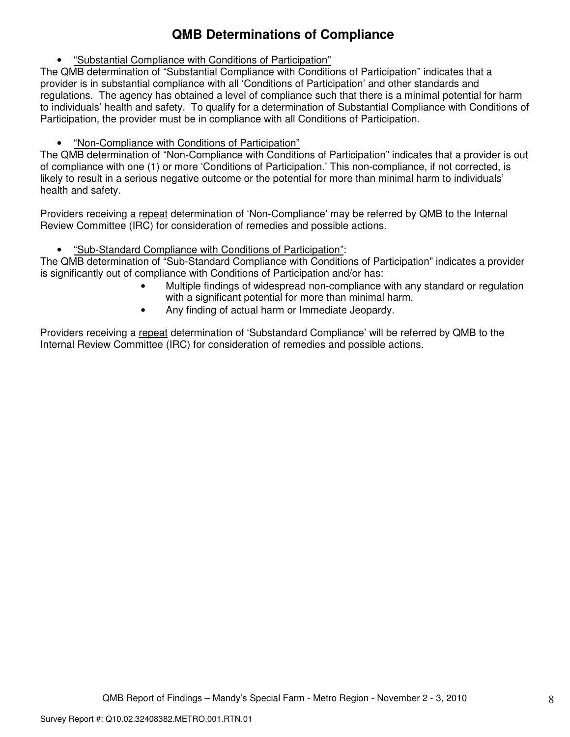## QMB Determinations of Compliance

- <u>"Substantial Compliance with Conditions of Participation"</u>

The QMB determination of "Substantial Compliance with Conditions of Participation" indicates that a provider is in substantial compliance with all 'Conditions of Participation' and other standards and regulations. The agency has obtained a level of compliance such that there is a minimal potential for harm to individuals' health and safety. To qualify for a determination of Substantial Compliance with Conditions of Participation, the provider must be in compliance with all Conditions of Participation.

- <u>"Non-Compliance with Conditions of Participation"</u>

The QMB determination of "Non-Compliance with Conditions of Participation" indicates that a provider is out of compliance with one (1) or more 'Conditions of Participation.' This non-compliance, if not corrected, is likely to result in a serious negative outcome or the potential for more than minimal harm to individuals' health and safety.

Providers receiving a <u>repeat</u> determination of 'Non-Compliance' may be referred by QMB to the Internal Review Committee (IRC) for consideration of remedies and possible actions.

- <u>"Sub-Standard Compliance with Conditions of Participation"</u>:

The QMB determination of "Sub-Standard Compliance with Conditions of Participation" indicates a provider is significantly out of compliance with Conditions of Participation and/or has:

  - Multiple findings of widespread non-compliance with any standard or regulation with a significant potential for more than minimal harm.
  - Any finding of actual harm or Immediate Jeopardy.

Providers receiving a <u>repeat</u> determination of 'Substandard Compliance' will be referred by QMB to the Internal Review Committee (IRC) for consideration of remedies and possible actions.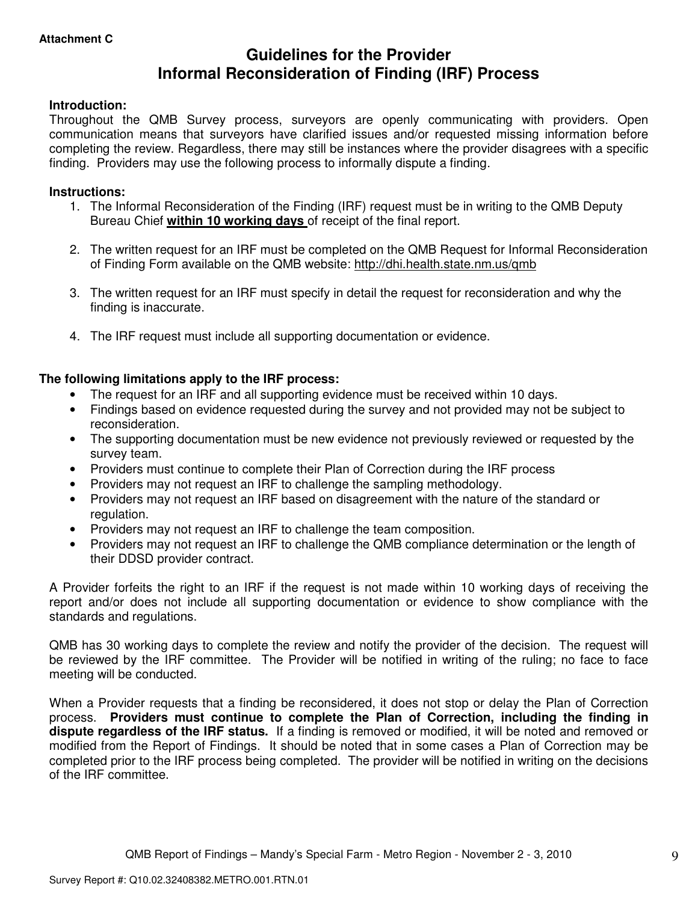**Attachment C**

# Guidelines for the Provider
# Informal Reconsideration of Finding (IRF) Process

**Introduction:**
Throughout the QMB Survey process, surveyors are openly communicating with providers. Open communication means that surveyors have clarified issues and/or requested missing information before completing the review. Regardless, there may still be instances where the provider disagrees with a specific finding. Providers may use the following process to informally dispute a finding.

**Instructions:**

1. The Informal Reconsideration of the Finding (IRF) request must be in writing to the QMB Deputy Bureau Chief **within 10 working days** of receipt of the final report.
2. The written request for an IRF must be completed on the QMB Request for Informal Reconsideration of Finding Form available on the QMB website: http://dhi.health.state.nm.us/qmb
3. The written request for an IRF must specify in detail the request for reconsideration and why the finding is inaccurate.
4. The IRF request must include all supporting documentation or evidence.

**The following limitations apply to the IRF process:**

- The request for an IRF and all supporting evidence must be received within 10 days.
- Findings based on evidence requested during the survey and not provided may not be subject to reconsideration.
- The supporting documentation must be new evidence not previously reviewed or requested by the survey team.
- Providers must continue to complete their Plan of Correction during the IRF process
- Providers may not request an IRF to challenge the sampling methodology.
- Providers may not request an IRF based on disagreement with the nature of the standard or regulation.
- Providers may not request an IRF to challenge the team composition.
- Providers may not request an IRF to challenge the QMB compliance determination or the length of their DDSD provider contract.

A Provider forfeits the right to an IRF if the request is not made within 10 working days of receiving the report and/or does not include all supporting documentation or evidence to show compliance with the standards and regulations.

QMB has 30 working days to complete the review and notify the provider of the decision. The request will be reviewed by the IRF committee. The Provider will be notified in writing of the ruling; no face to face meeting will be conducted.

When a Provider requests that a finding be reconsidered, it does not stop or delay the Plan of Correction process. **Providers must continue to complete the Plan of Correction, including the finding in dispute regardless of the IRF status.** If a finding is removed or modified, it will be noted and removed or modified from the Report of Findings. It should be noted that in some cases a Plan of Correction may be completed prior to the IRF process being completed. The provider will be notified in writing on the decisions of the IRF committee.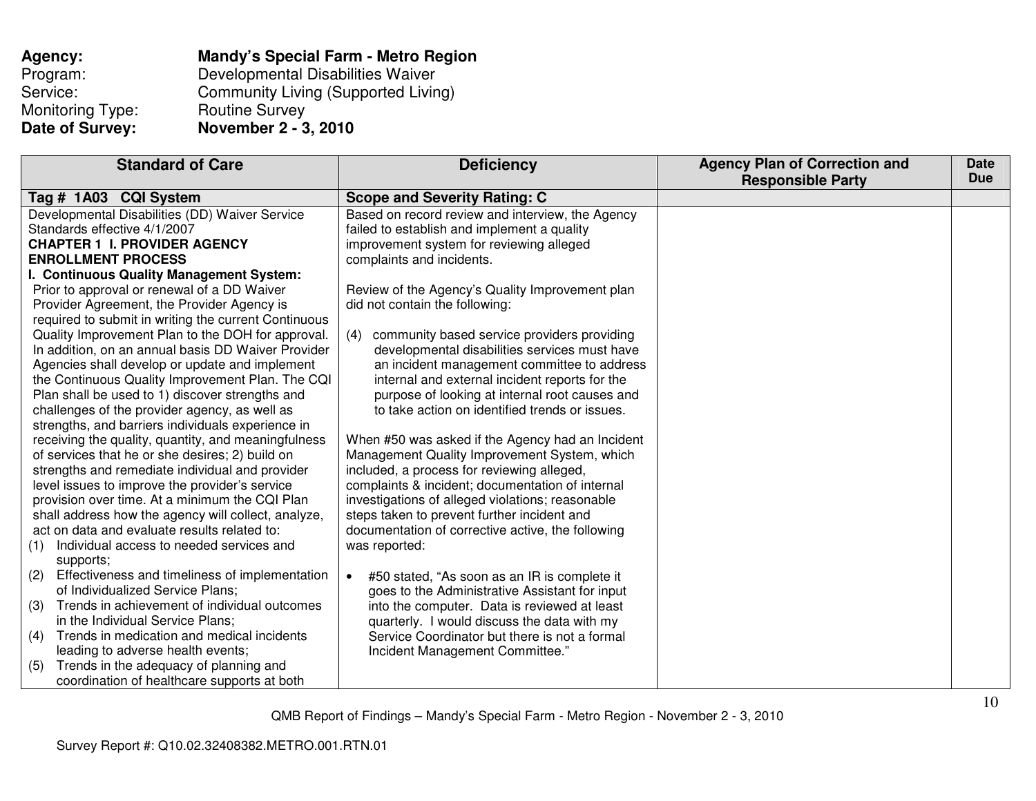**Agency:** **Mandy's Special Farm - Metro Region**
Program: Developmental Disabilities Waiver
Service: Community Living (Supported Living)
Monitoring Type: Routine Survey
**Date of Survey:** **November 2 - 3, 2010**

| Standard of Care | Deficiency | Agency Plan of Correction and Responsible Party | Date Due |
|---|---|---|---|
| **Tag # 1A03 CQI System** | **Scope and Severity Rating: C** | | |
| Developmental Disabilities (DD) Waiver Service Standards effective 4/1/2007<br>**CHAPTER 1 I. PROVIDER AGENCY ENROLLMENT PROCESS**<br>**I. Continuous Quality Management System:** Prior to approval or renewal of a DD Waiver Provider Agreement, the Provider Agency is required to submit in writing the current Continuous Quality Improvement Plan to the DOH for approval. In addition, on an annual basis DD Waiver Provider Agencies shall develop or update and implement the Continuous Quality Improvement Plan. The CQI Plan shall be used to 1) discover strengths and challenges of the provider agency, as well as strengths, and barriers individuals experience in receiving the quality, quantity, and meaningfulness of services that he or she desires; 2) build on strengths and remediate individual and provider level issues to improve the provider's service provision over time. At a minimum the CQI Plan shall address how the agency will collect, analyze, act on data and evaluate results related to:<br>(1) Individual access to needed services and supports;<br>(2) Effectiveness and timeliness of implementation of Individualized Service Plans;<br>(3) Trends in achievement of individual outcomes in the Individual Service Plans;<br>(4) Trends in medication and medical incidents leading to adverse health events;<br>(5) Trends in the adequacy of planning and coordination of healthcare supports at both | Based on record review and interview, the Agency failed to establish and implement a quality improvement system for reviewing alleged complaints and incidents.<br><br>Review of the Agency's Quality Improvement plan did not contain the following:<br><br>(4) community based service providers providing developmental disabilities services must have an incident management committee to address internal and external incident reports for the purpose of looking at internal root causes and to take action on identified trends or issues.<br><br>When #50 was asked if the Agency had an Incident Management Quality Improvement System, which included, a process for reviewing alleged, complaints & incident; documentation of internal investigations of alleged violations; reasonable steps taken to prevent further incident and documentation of corrective active, the following was reported:<br><br>• #50 stated, "As soon as an IR is complete it goes to the Administrative Assistant for input into the computer. Data is reviewed at least quarterly. I would discuss the data with my Service Coordinator but there is not a formal Incident Management Committee." | | |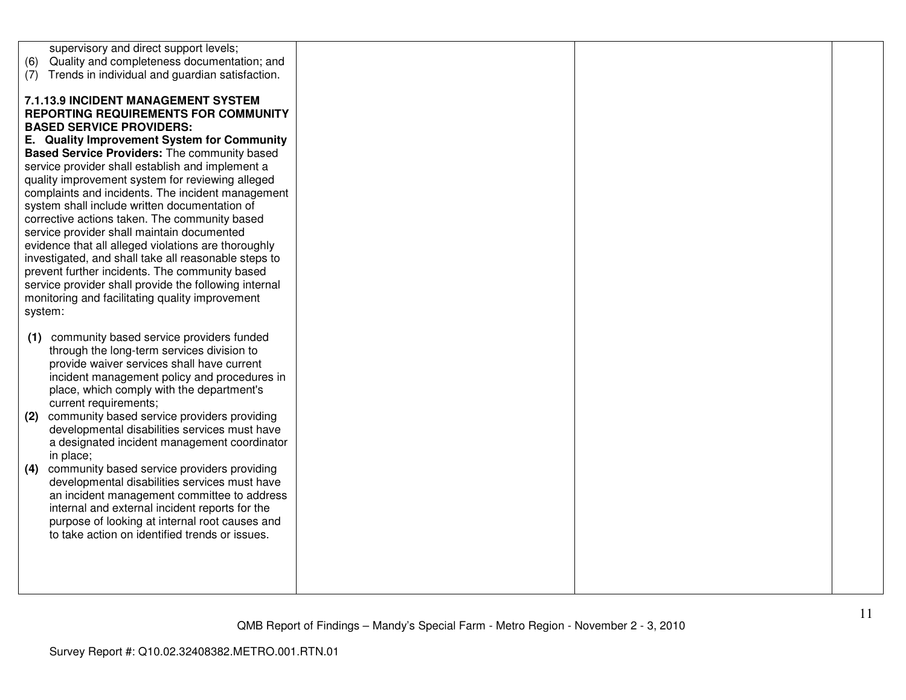| | | | |
|---|---|---|---|
| supervisory and direct support levels;<br>(6) Quality and completeness documentation; and<br>(7) Trends in individual and guardian satisfaction.<br><br>**7.1.13.9 INCIDENT MANAGEMENT SYSTEM REPORTING REQUIREMENTS FOR COMMUNITY BASED SERVICE PROVIDERS:**<br>**E. Quality Improvement System for Community Based Service Providers:** The community based service provider shall establish and implement a quality improvement system for reviewing alleged complaints and incidents. The incident management system shall include written documentation of corrective actions taken. The community based service provider shall maintain documented evidence that all alleged violations are thoroughly investigated, and shall take all reasonable steps to prevent further incidents. The community based service provider shall provide the following internal monitoring and facilitating quality improvement system:<br><br>**(1)** community based service providers funded through the long-term services division to provide waiver services shall have current incident management policy and procedures in place, which comply with the department's current requirements;<br>**(2)** community based service providers providing developmental disabilities services must have a designated incident management coordinator in place;<br>**(4)** community based service providers providing developmental disabilities services must have an incident management committee to address internal and external incident reports for the purpose of looking at internal root causes and to take action on identified trends or issues. | | | |

QMB Report of Findings – Mandy's Special Farm - Metro Region - November 2 - 3, 2010

Survey Report #: Q10.02.32408382.METRO.001.RTN.01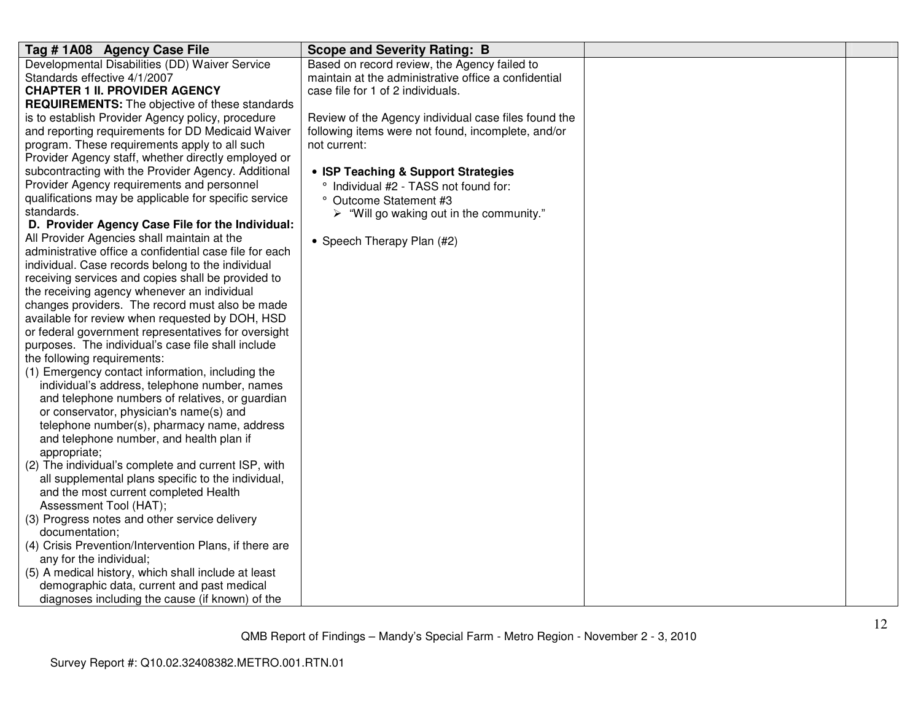| Tag # 1A08 Agency Case File | Scope and Severity Rating: B | | |
|---|---|---|---|
| Developmental Disabilities (DD) Waiver Service Standards effective 4/1/2007<br>**CHAPTER 1 II. PROVIDER AGENCY REQUIREMENTS:** The objective of these standards is to establish Provider Agency policy, procedure and reporting requirements for DD Medicaid Waiver program. These requirements apply to all such Provider Agency staff, whether directly employed or subcontracting with the Provider Agency. Additional Provider Agency requirements and personnel qualifications may be applicable for specific service standards.<br>**D. Provider Agency Case File for the Individual:** All Provider Agencies shall maintain at the administrative office a confidential case file for each individual. Case records belong to the individual receiving services and copies shall be provided to the receiving agency whenever an individual changes providers. The record must also be made available for review when requested by DOH, HSD or federal government representatives for oversight purposes. The individual's case file shall include the following requirements:<br>(1) Emergency contact information, including the individual's address, telephone number, names and telephone numbers of relatives, or guardian or conservator, physician's name(s) and telephone number(s), pharmacy name, address and telephone number, and health plan if appropriate;<br>(2) The individual's complete and current ISP, with all supplemental plans specific to the individual, and the most current completed Health Assessment Tool (HAT);<br>(3) Progress notes and other service delivery documentation;<br>(4) Crisis Prevention/Intervention Plans, if there are any for the individual;<br>(5) A medical history, which shall include at least demographic data, current and past medical diagnoses including the cause (if known) of the | Based on record review, the Agency failed to maintain at the administrative office a confidential case file for 1 of 2 individuals.<br><br>Review of the Agency individual case files found the following items were not found, incomplete, and/or not current:<br><br>• **ISP Teaching & Support Strategies**<br>° Individual #2 - TASS not found for:<br>° Outcome Statement #3<br>➢ "Will go waking out in the community."<br><br>• Speech Therapy Plan (#2) | | |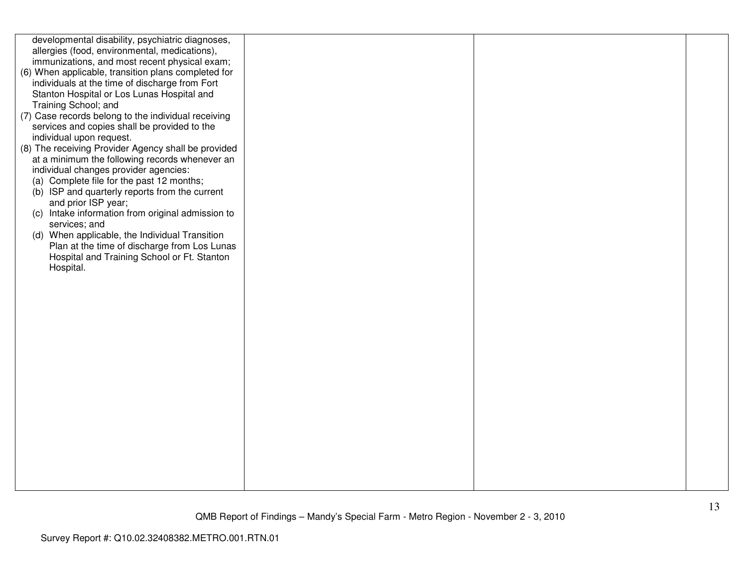| | | | |
|---|---|---|---|
| developmental disability, psychiatric diagnoses, allergies (food, environmental, medications), immunizations, and most recent physical exam;<br>(6) When applicable, transition plans completed for individuals at the time of discharge from Fort Stanton Hospital or Los Lunas Hospital and Training School; and<br>(7) Case records belong to the individual receiving services and copies shall be provided to the individual upon request.<br>(8) The receiving Provider Agency shall be provided at a minimum the following records whenever an individual changes provider agencies:<br>(a) Complete file for the past 12 months;<br>(b) ISP and quarterly reports from the current and prior ISP year;<br>(c) Intake information from original admission to services; and<br>(d) When applicable, the Individual Transition Plan at the time of discharge from Los Lunas Hospital and Training School or Ft. Stanton Hospital. | | | |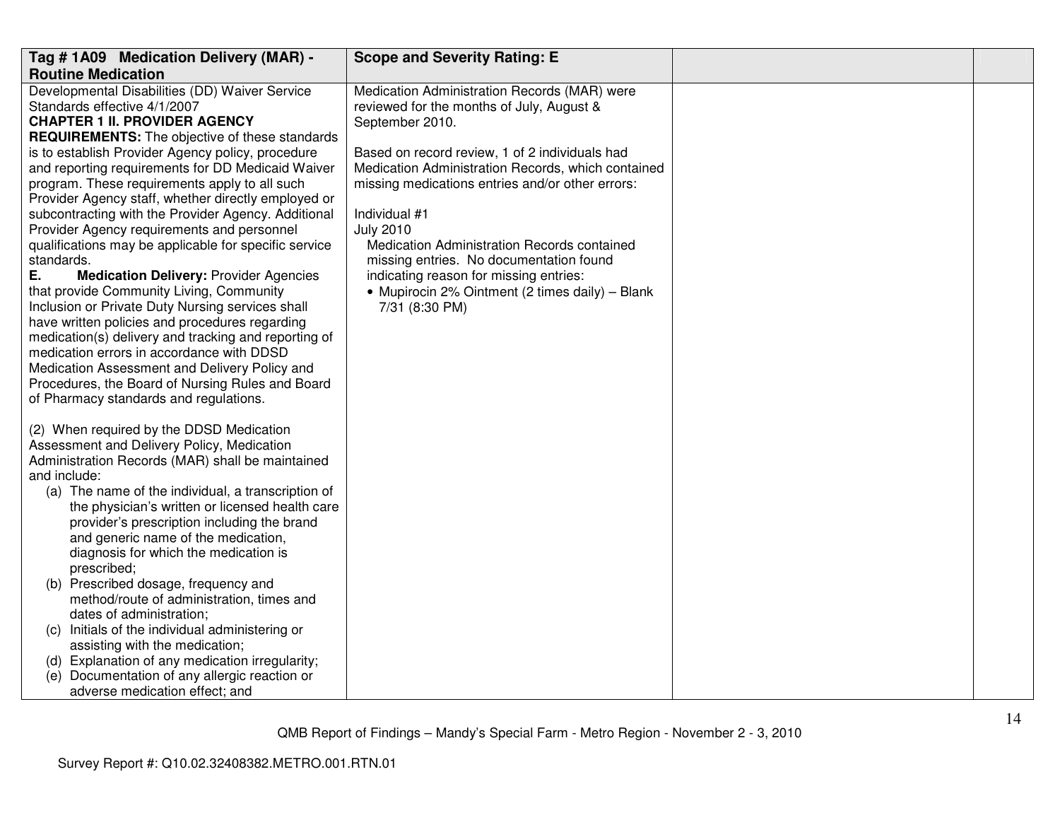| Tag # 1A09 Medication Delivery (MAR) - Routine Medication | Scope and Severity Rating: E | | |
|---|---|---|---|
| Developmental Disabilities (DD) Waiver Service Standards effective 4/1/2007<br>**CHAPTER 1 II. PROVIDER AGENCY REQUIREMENTS:** The objective of these standards is to establish Provider Agency policy, procedure and reporting requirements for DD Medicaid Waiver program. These requirements apply to all such Provider Agency staff, whether directly employed or subcontracting with the Provider Agency. Additional Provider Agency requirements and personnel qualifications may be applicable for specific service standards.<br>**E. Medication Delivery:** Provider Agencies that provide Community Living, Community Inclusion or Private Duty Nursing services shall have written policies and procedures regarding medication(s) delivery and tracking and reporting of medication errors in accordance with DDSD Medication Assessment and Delivery Policy and Procedures, the Board of Nursing Rules and Board of Pharmacy standards and regulations.<br><br>(2) When required by the DDSD Medication Assessment and Delivery Policy, Medication Administration Records (MAR) shall be maintained and include:<br>(a) The name of the individual, a transcription of the physician's written or licensed health care provider's prescription including the brand and generic name of the medication, diagnosis for which the medication is prescribed;<br>(b) Prescribed dosage, frequency and method/route of administration, times and dates of administration;<br>(c) Initials of the individual administering or assisting with the medication;<br>(d) Explanation of any medication irregularity;<br>(e) Documentation of any allergic reaction or adverse medication effect; and | Medication Administration Records (MAR) were reviewed for the months of July, August & September 2010.<br><br>Based on record review, 1 of 2 individuals had Medication Administration Records, which contained missing medications entries and/or other errors:<br><br>Individual #1<br>July 2010<br>Medication Administration Records contained missing entries. No documentation found indicating reason for missing entries:<br>• Mupirocin 2% Ointment (2 times daily) – Blank 7/31 (8:30 PM) | | |

QMB Report of Findings – Mandy's Special Farm - Metro Region - November 2 - 3, 2010

Survey Report #: Q10.02.32408382.METRO.001.RTN.01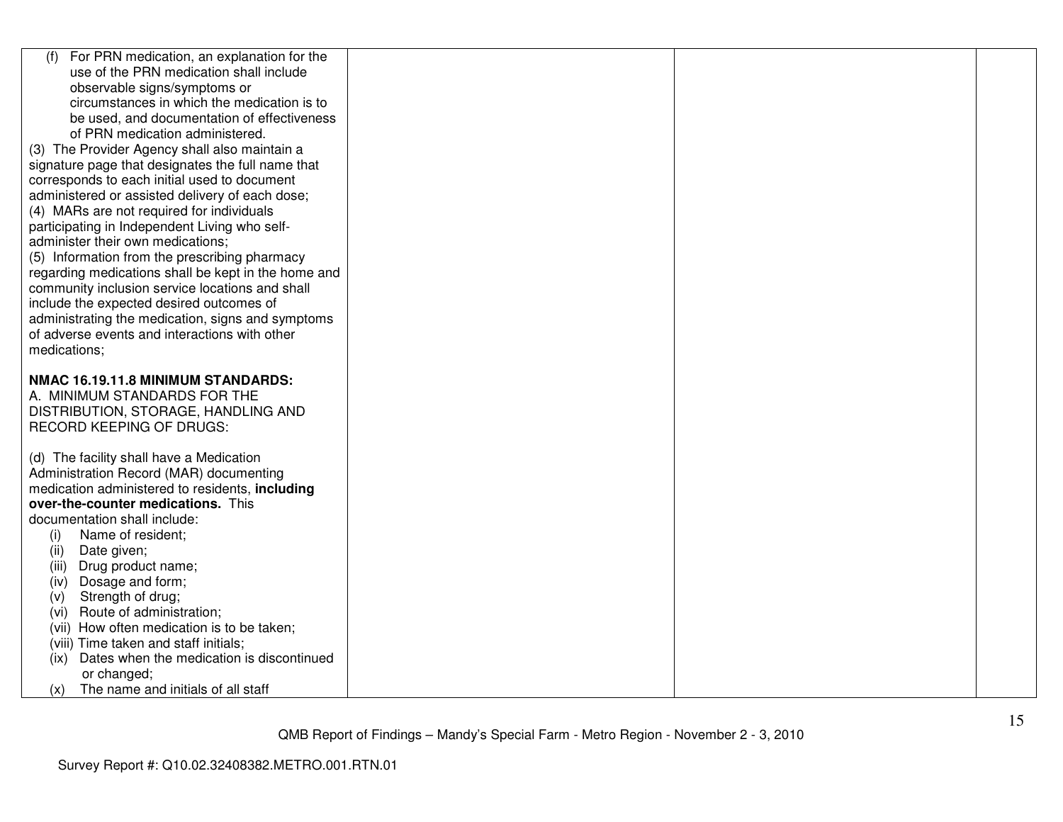| | | | |
|---|---|---|---|
| (f) For PRN medication, an explanation for the use of the PRN medication shall include observable signs/symptoms or circumstances in which the medication is to be used, and documentation of effectiveness of PRN medication administered.<br>(3) The Provider Agency shall also maintain a signature page that designates the full name that corresponds to each initial used to document administered or assisted delivery of each dose;<br>(4) MARs are not required for individuals participating in Independent Living who self-administer their own medications;<br>(5) Information from the prescribing pharmacy regarding medications shall be kept in the home and community inclusion service locations and shall include the expected desired outcomes of administrating the medication, signs and symptoms of adverse events and interactions with other medications;<br><br>**NMAC 16.19.11.8 MINIMUM STANDARDS:**<br>A. MINIMUM STANDARDS FOR THE DISTRIBUTION, STORAGE, HANDLING AND RECORD KEEPING OF DRUGS:<br><br>(d) The facility shall have a Medication Administration Record (MAR) documenting medication administered to residents, **including over-the-counter medications.** This documentation shall include:<br>(i) Name of resident;<br>(ii) Date given;<br>(iii) Drug product name;<br>(iv) Dosage and form;<br>(v) Strength of drug;<br>(vi) Route of administration;<br>(vii) How often medication is to be taken;<br>(viii) Time taken and staff initials;<br>(ix) Dates when the medication is discontinued or changed;<br>(x) The name and initials of all staff | | | |

QMB Report of Findings – Mandy's Special Farm - Metro Region - November 2 - 3, 2010

Survey Report #: Q10.02.32408382.METRO.001.RTN.01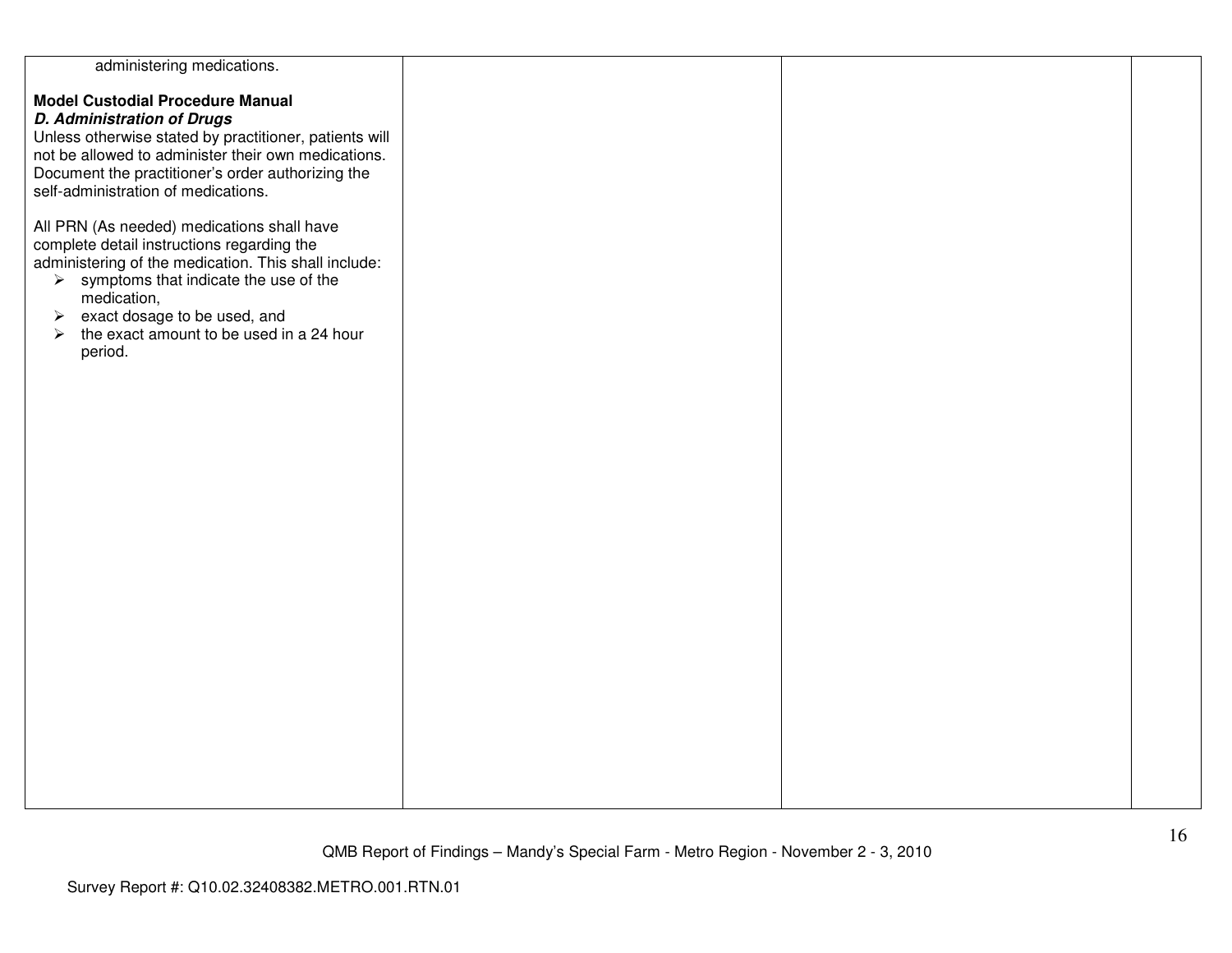| | | | |
|---|---|---|---|
| administering medications.<br><br>**Model Custodial Procedure Manual**<br>***D. Administration of Drugs***<br>Unless otherwise stated by practitioner, patients will not be allowed to administer their own medications. Document the practitioner's order authorizing the self-administration of medications.<br><br>All PRN (As needed) medications shall have complete detail instructions regarding the administering of the medication. This shall include:<br>➢ symptoms that indicate the use of the medication,<br>➢ exact dosage to be used, and<br>➢ the exact amount to be used in a 24 hour period. | | | |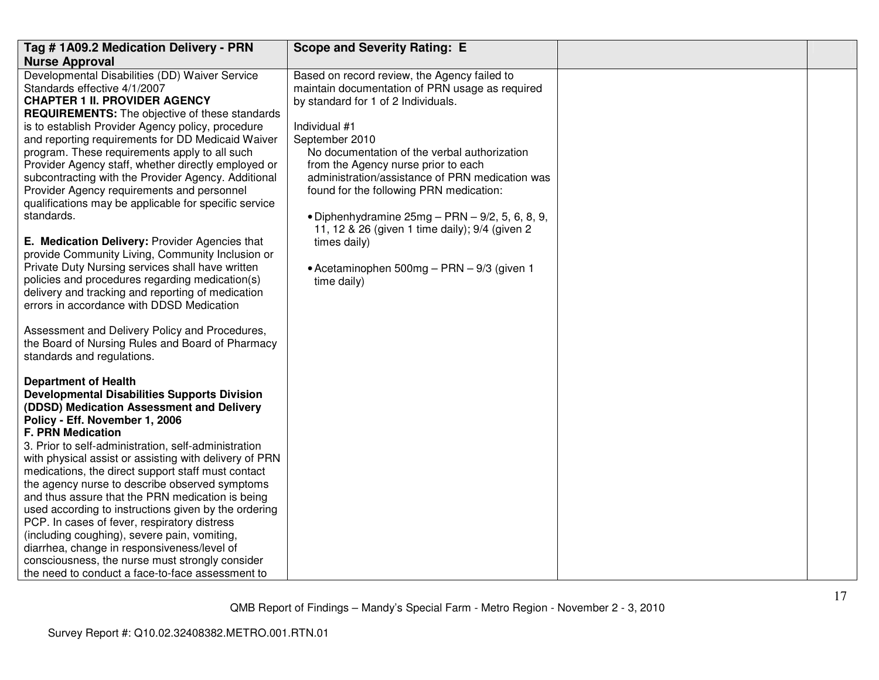| Tag # 1A09.2 Medication Delivery - PRN Nurse Approval | Scope and Severity Rating: E | | |
|---|---|---|---|
| Developmental Disabilities (DD) Waiver Service Standards effective 4/1/2007<br>**CHAPTER 1 II. PROVIDER AGENCY REQUIREMENTS:** The objective of these standards is to establish Provider Agency policy, procedure and reporting requirements for DD Medicaid Waiver program. These requirements apply to all such Provider Agency staff, whether directly employed or subcontracting with the Provider Agency. Additional Provider Agency requirements and personnel qualifications may be applicable for specific service standards.<br><br>**E. Medication Delivery:** Provider Agencies that provide Community Living, Community Inclusion or Private Duty Nursing services shall have written policies and procedures regarding medication(s) delivery and tracking and reporting of medication errors in accordance with DDSD Medication<br><br>Assessment and Delivery Policy and Procedures, the Board of Nursing Rules and Board of Pharmacy standards and regulations.<br><br>**Department of Health Developmental Disabilities Supports Division (DDSD) Medication Assessment and Delivery Policy - Eff. November 1, 2006**<br>**F. PRN Medication**<br>3. Prior to self-administration, self-administration with physical assist or assisting with delivery of PRN medications, the direct support staff must contact the agency nurse to describe observed symptoms and thus assure that the PRN medication is being used according to instructions given by the ordering PCP. In cases of fever, respiratory distress (including coughing), severe pain, vomiting, diarrhea, change in responsiveness/level of consciousness, the nurse must strongly consider the need to conduct a face-to-face assessment to | Based on record review, the Agency failed to maintain documentation of PRN usage as required by standard for 1 of 2 Individuals.<br><br>Individual #1<br>September 2010<br>No documentation of the verbal authorization from the Agency nurse prior to each administration/assistance of PRN medication was found for the following PRN medication:<br><br>• Diphenhydramine 25mg – PRN – 9/2, 5, 6, 8, 9, 11, 12 & 26 (given 1 time daily); 9/4 (given 2 times daily)<br><br>• Acetaminophen 500mg – PRN – 9/3 (given 1 time daily) | | |

QMB Report of Findings – Mandy's Special Farm - Metro Region - November 2 - 3, 2010

Survey Report #: Q10.02.32408382.METRO.001.RTN.01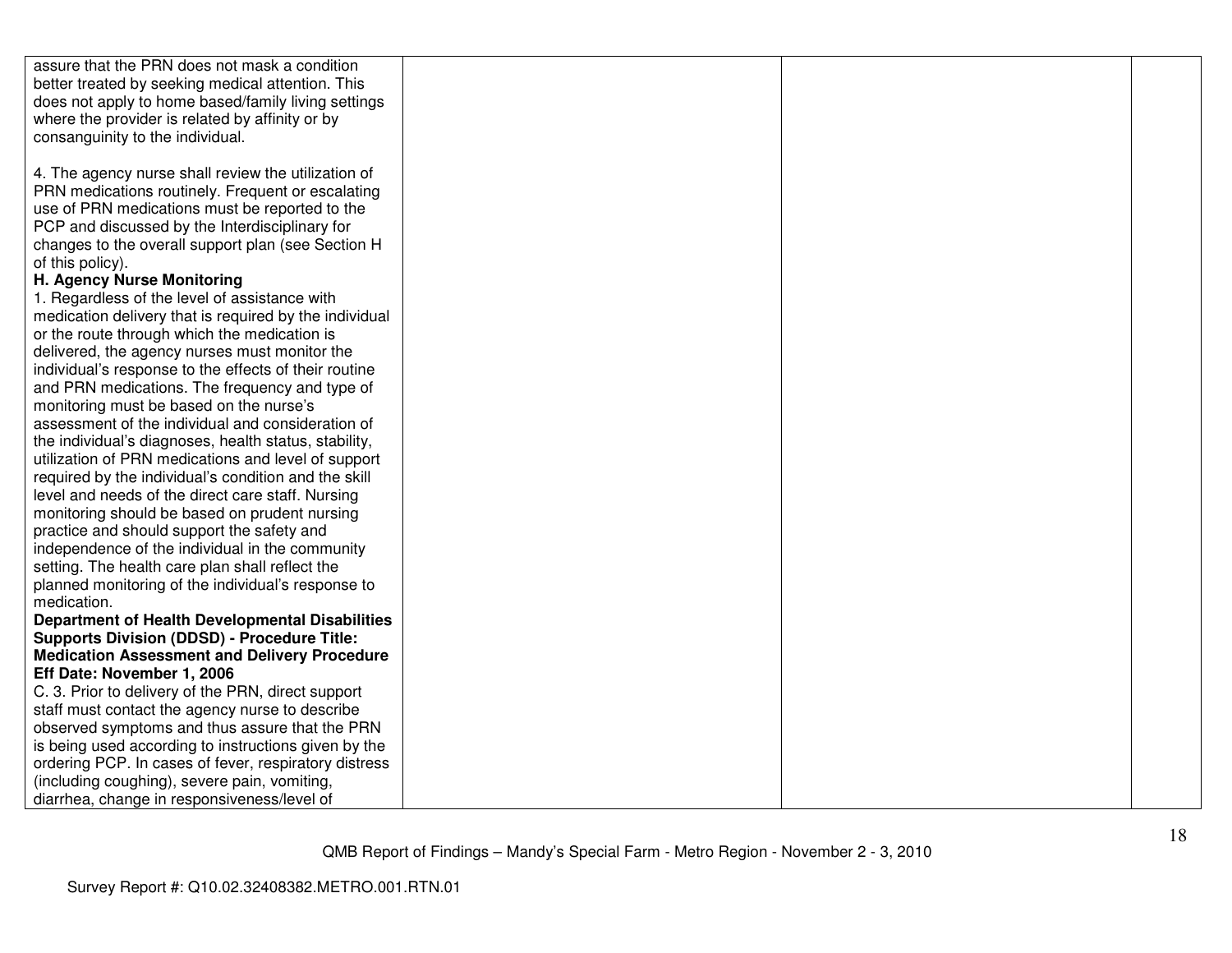| | | | |
|---|---|---|---|
| assure that the PRN does not mask a condition better treated by seeking medical attention. This does not apply to home based/family living settings where the provider is related by affinity or by consanguinity to the individual.<br><br>4. The agency nurse shall review the utilization of PRN medications routinely. Frequent or escalating use of PRN medications must be reported to the PCP and discussed by the Interdisciplinary for changes to the overall support plan (see Section H of this policy).<br>**H. Agency Nurse Monitoring**<br>1. Regardless of the level of assistance with medication delivery that is required by the individual or the route through which the medication is delivered, the agency nurses must monitor the individual's response to the effects of their routine and PRN medications. The frequency and type of monitoring must be based on the nurse's assessment of the individual and consideration of the individual's diagnoses, health status, stability, utilization of PRN medications and level of support required by the individual's condition and the skill level and needs of the direct care staff. Nursing monitoring should be based on prudent nursing practice and should support the safety and independence of the individual in the community setting. The health care plan shall reflect the planned monitoring of the individual's response to medication.<br>**Department of Health Developmental Disabilities Supports Division (DDSD) - Procedure Title: Medication Assessment and Delivery Procedure Eff Date: November 1, 2006**<br>C. 3. Prior to delivery of the PRN, direct support staff must contact the agency nurse to describe observed symptoms and thus assure that the PRN is being used according to instructions given by the ordering PCP. In cases of fever, respiratory distress (including coughing), severe pain, vomiting, diarrhea, change in responsiveness/level of | | | |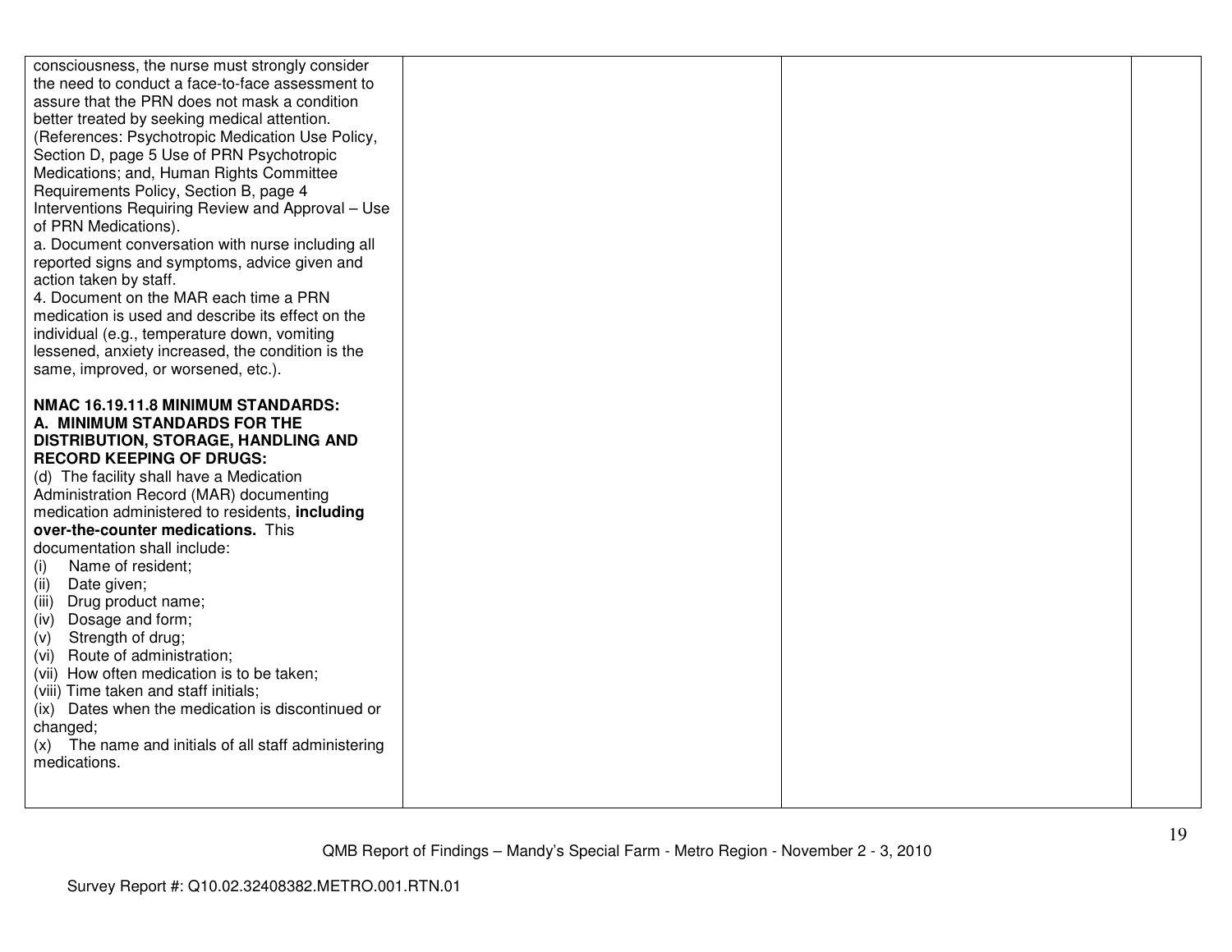| | | | |
|---|---|---|---|
| consciousness, the nurse must strongly consider the need to conduct a face-to-face assessment to assure that the PRN does not mask a condition better treated by seeking medical attention. (References: Psychotropic Medication Use Policy, Section D, page 5 Use of PRN Psychotropic Medications; and, Human Rights Committee Requirements Policy, Section B, page 4 Interventions Requiring Review and Approval – Use of PRN Medications).<br>a. Document conversation with nurse including all reported signs and symptoms, advice given and action taken by staff.<br>4. Document on the MAR each time a PRN medication is used and describe its effect on the individual (e.g., temperature down, vomiting lessened, anxiety increased, the condition is the same, improved, or worsened, etc.).<br><br>**NMAC 16.19.11.8 MINIMUM STANDARDS:**<br>**A. MINIMUM STANDARDS FOR THE DISTRIBUTION, STORAGE, HANDLING AND RECORD KEEPING OF DRUGS:**<br>(d) The facility shall have a Medication Administration Record (MAR) documenting medication administered to residents, **including over-the-counter medications.** This documentation shall include:<br>(i) Name of resident;<br>(ii) Date given;<br>(iii) Drug product name;<br>(iv) Dosage and form;<br>(v) Strength of drug;<br>(vi) Route of administration;<br>(vii) How often medication is to be taken;<br>(viii) Time taken and staff initials;<br>(ix) Dates when the medication is discontinued or changed;<br>(x) The name and initials of all staff administering medications. | | | |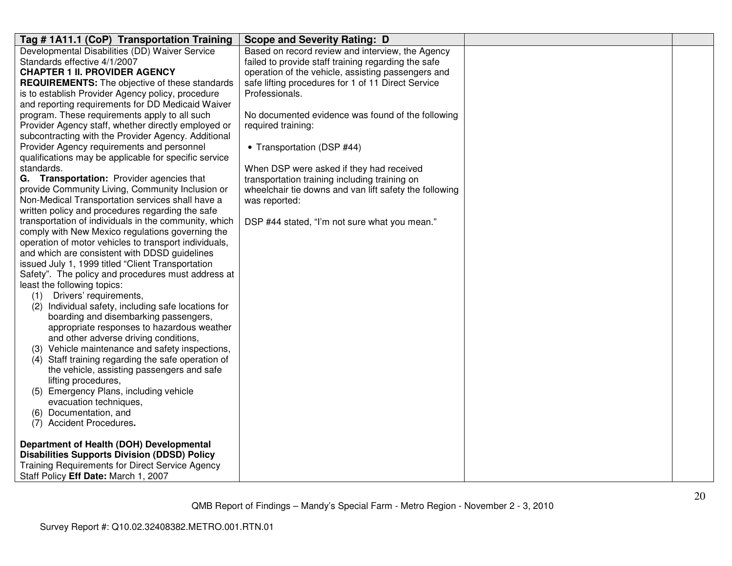| Tag # 1A11.1 (CoP) Transportation Training | Scope and Severity Rating: D | | |
|---|---|---|---|
| Developmental Disabilities (DD) Waiver Service Standards effective 4/1/2007<br>**CHAPTER 1 II. PROVIDER AGENCY REQUIREMENTS:** The objective of these standards is to establish Provider Agency policy, procedure and reporting requirements for DD Medicaid Waiver program. These requirements apply to all such Provider Agency staff, whether directly employed or subcontracting with the Provider Agency. Additional Provider Agency requirements and personnel qualifications may be applicable for specific service standards.<br>**G. Transportation:** Provider agencies that provide Community Living, Community Inclusion or Non-Medical Transportation services shall have a written policy and procedures regarding the safe transportation of individuals in the community, which comply with New Mexico regulations governing the operation of motor vehicles to transport individuals, and which are consistent with DDSD guidelines issued July 1, 1999 titled "Client Transportation Safety". The policy and procedures must address at least the following topics:<br>(1) Drivers' requirements,<br>(2) Individual safety, including safe locations for boarding and disembarking passengers, appropriate responses to hazardous weather and other adverse driving conditions,<br>(3) Vehicle maintenance and safety inspections,<br>(4) Staff training regarding the safe operation of the vehicle, assisting passengers and safe lifting procedures,<br>(5) Emergency Plans, including vehicle evacuation techniques,<br>(6) Documentation, and<br>(7) Accident Procedures.<br><br>**Department of Health (DOH) Developmental Disabilities Supports Division (DDSD) Policy** Training Requirements for Direct Service Agency Staff Policy **Eff Date:** March 1, 2007 | Based on record review and interview, the Agency failed to provide staff training regarding the safe operation of the vehicle, assisting passengers and safe lifting procedures for 1 of 11 Direct Service Professionals.<br><br>No documented evidence was found of the following required training:<br><br>• Transportation (DSP #44)<br><br>When DSP were asked if they had received transportation training including training on wheelchair tie downs and van lift safety the following was reported:<br><br>DSP #44 stated, "I'm not sure what you mean." | | |

QMB Report of Findings – Mandy's Special Farm - Metro Region - November 2 - 3, 2010

Survey Report #: Q10.02.32408382.METRO.001.RTN.01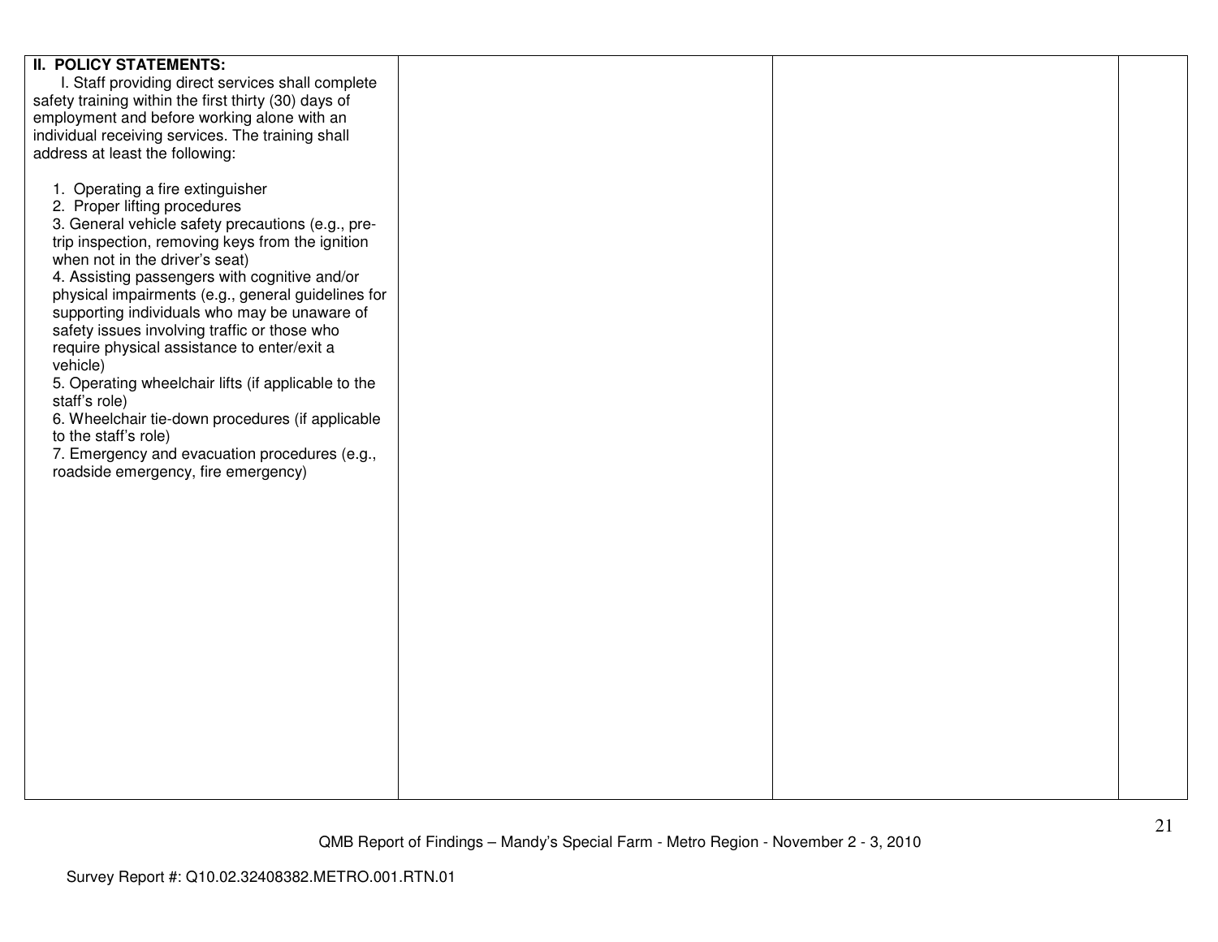| II. POLICY STATEMENTS:<br>I. Staff providing direct services shall complete safety training within the first thirty (30) days of employment and before working alone with an individual receiving services. The training shall address at least the following:<br><br>1. Operating a fire extinguisher<br>2. Proper lifting procedures<br>3. General vehicle safety precautions (e.g., pre-trip inspection, removing keys from the ignition when not in the driver's seat)<br>4. Assisting passengers with cognitive and/or physical impairments (e.g., general guidelines for supporting individuals who may be unaware of safety issues involving traffic or those who require physical assistance to enter/exit a vehicle)<br>5. Operating wheelchair lifts (if applicable to the staff's role)<br>6. Wheelchair tie-down procedures (if applicable to the staff's role)<br>7. Emergency and evacuation procedures (e.g., roadside emergency, fire emergency) | | | |
|---|---|---|---|

QMB Report of Findings – Mandy's Special Farm - Metro Region - November 2 - 3, 2010

Survey Report #: Q10.02.32408382.METRO.001.RTN.01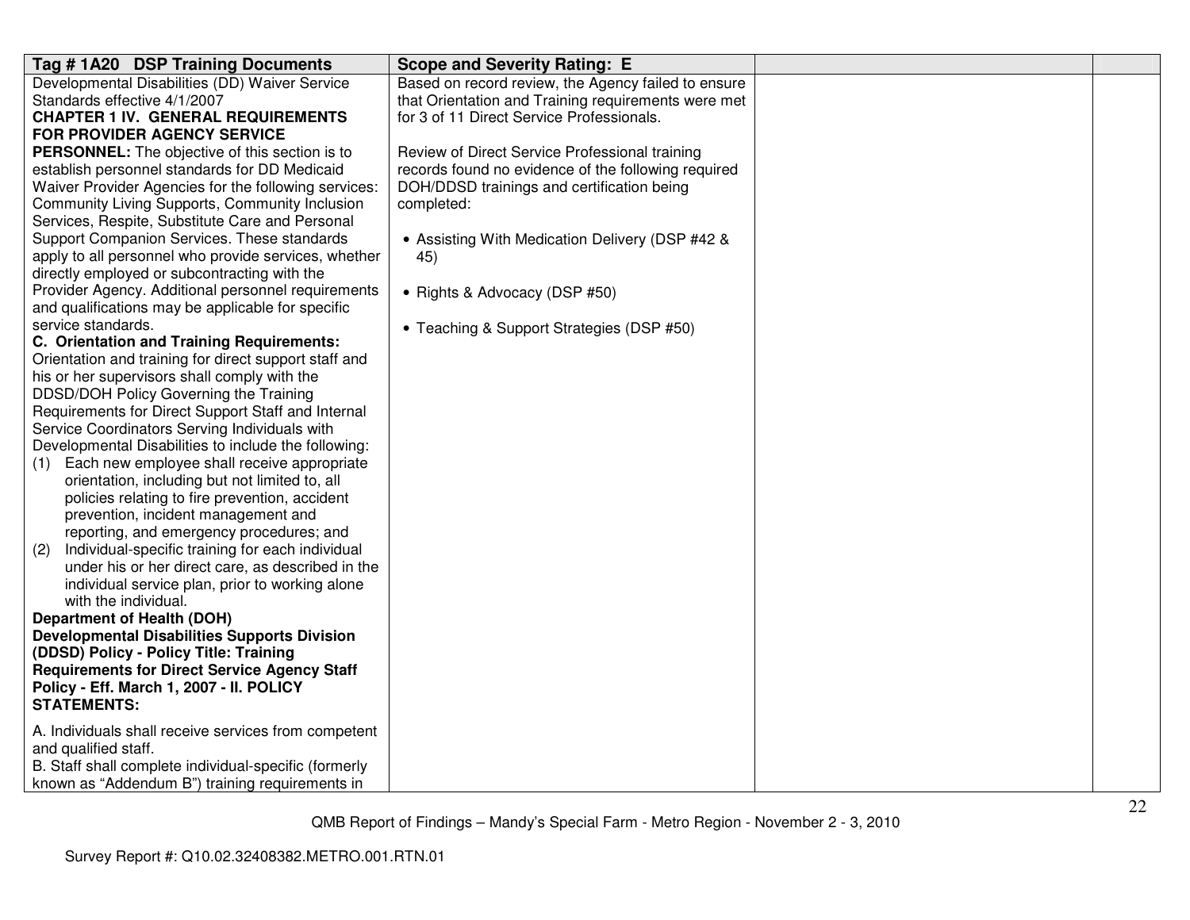| Tag # 1A20 DSP Training Documents | Scope and Severity Rating: E | | |
|---|---|---|---|
| Developmental Disabilities (DD) Waiver Service Standards effective 4/1/2007<br>**CHAPTER 1 IV. GENERAL REQUIREMENTS FOR PROVIDER AGENCY SERVICE PERSONNEL:** The objective of this section is to establish personnel standards for DD Medicaid Waiver Provider Agencies for the following services: Community Living Supports, Community Inclusion Services, Respite, Substitute Care and Personal Support Companion Services. These standards apply to all personnel who provide services, whether directly employed or subcontracting with the Provider Agency. Additional personnel requirements and qualifications may be applicable for specific service standards.<br>**C. Orientation and Training Requirements:** Orientation and training for direct support staff and his or her supervisors shall comply with the DDSD/DOH Policy Governing the Training Requirements for Direct Support Staff and Internal Service Coordinators Serving Individuals with Developmental Disabilities to include the following:<br>(1) Each new employee shall receive appropriate orientation, including but not limited to, all policies relating to fire prevention, accident prevention, incident management and reporting, and emergency procedures; and<br>(2) Individual-specific training for each individual under his or her direct care, as described in the individual service plan, prior to working alone with the individual.<br>**Department of Health (DOH) Developmental Disabilities Supports Division (DDSD) Policy - Policy Title: Training Requirements for Direct Service Agency Staff Policy - Eff. March 1, 2007 - II. POLICY STATEMENTS:**<br><br>A. Individuals shall receive services from competent and qualified staff.<br>B. Staff shall complete individual-specific (formerly known as "Addendum B") training requirements in | Based on record review, the Agency failed to ensure that Orientation and Training requirements were met for 3 of 11 Direct Service Professionals.<br><br>Review of Direct Service Professional training records found no evidence of the following required DOH/DDSD trainings and certification being completed:<br><br>• Assisting With Medication Delivery (DSP #42 & 45)<br><br>• Rights & Advocacy (DSP #50)<br><br>• Teaching & Support Strategies (DSP #50) | | |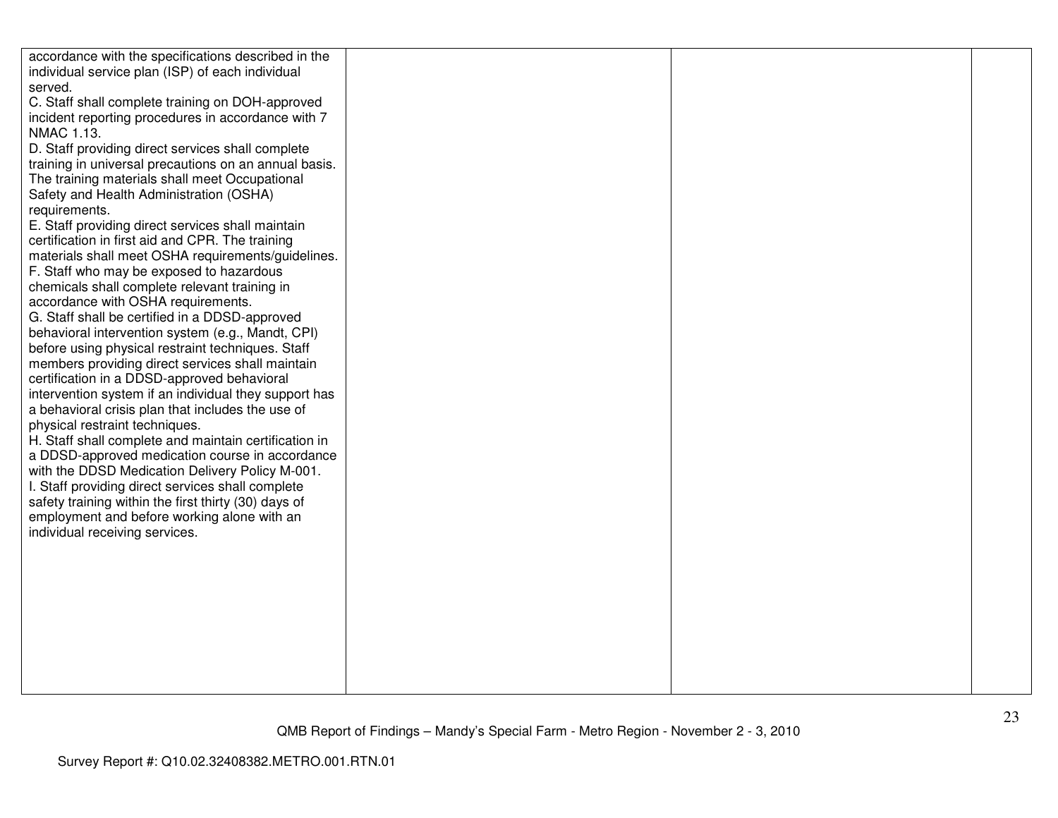| | | | |
|---|---|---|---|
| accordance with the specifications described in the individual service plan (ISP) of each individual served.<br>C. Staff shall complete training on DOH-approved incident reporting procedures in accordance with 7 NMAC 1.13.<br>D. Staff providing direct services shall complete training in universal precautions on an annual basis. The training materials shall meet Occupational Safety and Health Administration (OSHA) requirements.<br>E. Staff providing direct services shall maintain certification in first aid and CPR. The training materials shall meet OSHA requirements/guidelines.<br>F. Staff who may be exposed to hazardous chemicals shall complete relevant training in accordance with OSHA requirements.<br>G. Staff shall be certified in a DDSD-approved behavioral intervention system (e.g., Mandt, CPI) before using physical restraint techniques. Staff members providing direct services shall maintain certification in a DDSD-approved behavioral intervention system if an individual they support has a behavioral crisis plan that includes the use of physical restraint techniques.<br>H. Staff shall complete and maintain certification in a DDSD-approved medication course in accordance with the DDSD Medication Delivery Policy M-001.<br>I. Staff providing direct services shall complete safety training within the first thirty (30) days of employment and before working alone with an individual receiving services. | | | |

QMB Report of Findings – Mandy's Special Farm - Metro Region - November 2 - 3, 2010

Survey Report #: Q10.02.32408382.METRO.001.RTN.01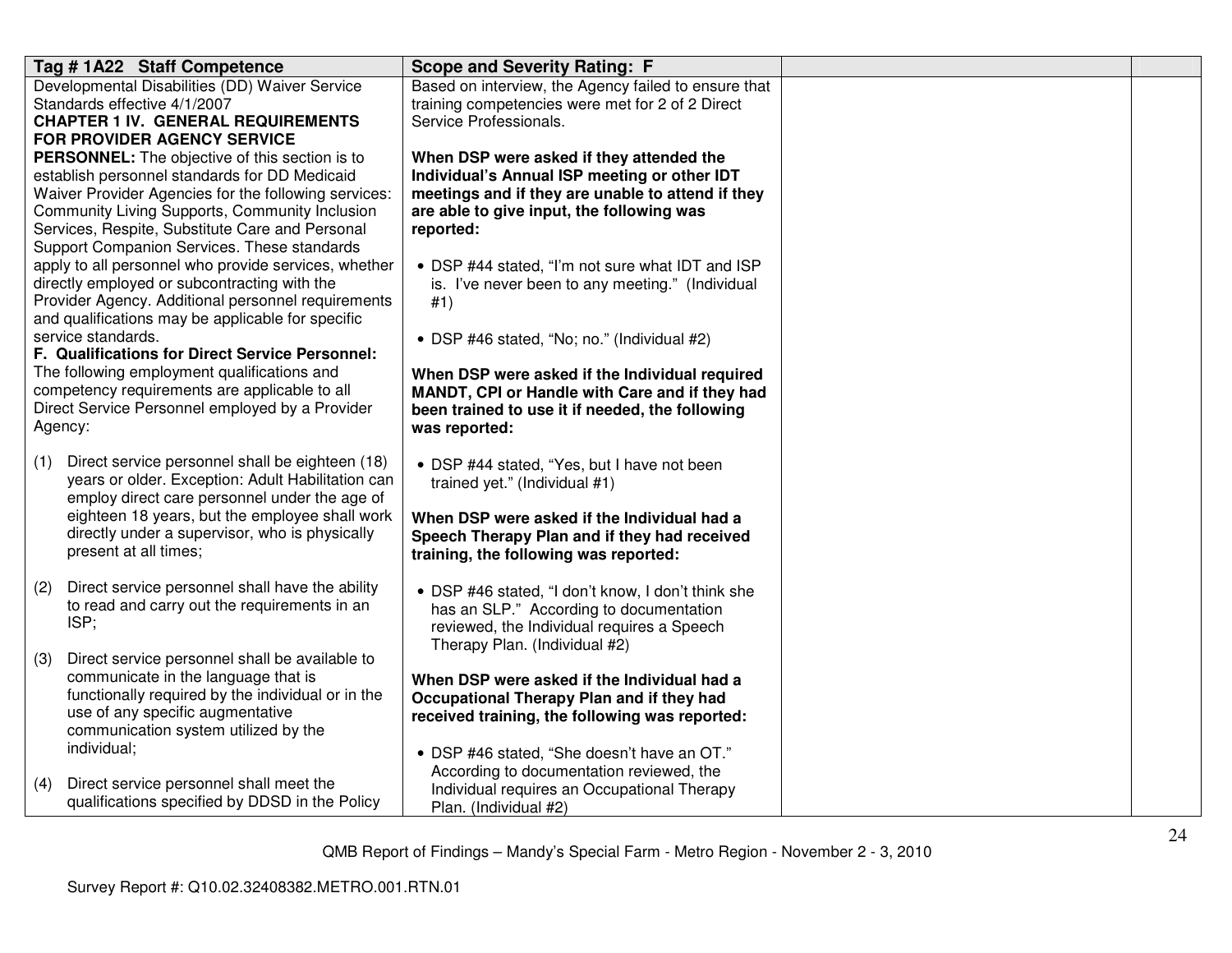| Tag # 1A22 Staff Competence | Scope and Severity Rating: F | | |
|---|---|---|---|
| Developmental Disabilities (DD) Waiver Service Standards effective 4/1/2007<br>**CHAPTER 1 IV. GENERAL REQUIREMENTS FOR PROVIDER AGENCY SERVICE PERSONNEL:** The objective of this section is to establish personnel standards for DD Medicaid Waiver Provider Agencies for the following services: Community Living Supports, Community Inclusion Services, Respite, Substitute Care and Personal Support Companion Services. These standards apply to all personnel who provide services, whether directly employed or subcontracting with the Provider Agency. Additional personnel requirements and qualifications may be applicable for specific service standards.<br>**F. Qualifications for Direct Service Personnel:** The following employment qualifications and competency requirements are applicable to all Direct Service Personnel employed by a Provider Agency:<br><br>(1) Direct service personnel shall be eighteen (18) years or older. Exception: Adult Habilitation can employ direct care personnel under the age of eighteen 18 years, but the employee shall work directly under a supervisor, who is physically present at all times;<br><br>(2) Direct service personnel shall have the ability to read and carry out the requirements in an ISP;<br><br>(3) Direct service personnel shall be available to communicate in the language that is functionally required by the individual or in the use of any specific augmentative communication system utilized by the individual;<br><br>(4) Direct service personnel shall meet the qualifications specified by DDSD in the Policy | Based on interview, the Agency failed to ensure that training competencies were met for 2 of 2 Direct Service Professionals.<br><br>**When DSP were asked if they attended the Individual's Annual ISP meeting or other IDT meetings and if they are unable to attend if they are able to give input, the following was reported:**<br><br>• DSP #44 stated, "I'm not sure what IDT and ISP is. I've never been to any meeting." (Individual #1)<br><br>• DSP #46 stated, "No; no." (Individual #2)<br><br>**When DSP were asked if the Individual required MANDT, CPI or Handle with Care and if they had been trained to use it if needed, the following was reported:**<br><br>• DSP #44 stated, "Yes, but I have not been trained yet." (Individual #1)<br><br>**When DSP were asked if the Individual had a Speech Therapy Plan and if they had received training, the following was reported:**<br><br>• DSP #46 stated, "I don't know, I don't think she has an SLP." According to documentation reviewed, the Individual requires a Speech Therapy Plan. (Individual #2)<br><br>**When DSP were asked if the Individual had a Occupational Therapy Plan and if they had received training, the following was reported:**<br><br>• DSP #46 stated, "She doesn't have an OT." According to documentation reviewed, the Individual requires an Occupational Therapy Plan. (Individual #2) | | |

QMB Report of Findings – Mandy's Special Farm - Metro Region - November 2 - 3, 2010

Survey Report #: Q10.02.32408382.METRO.001.RTN.01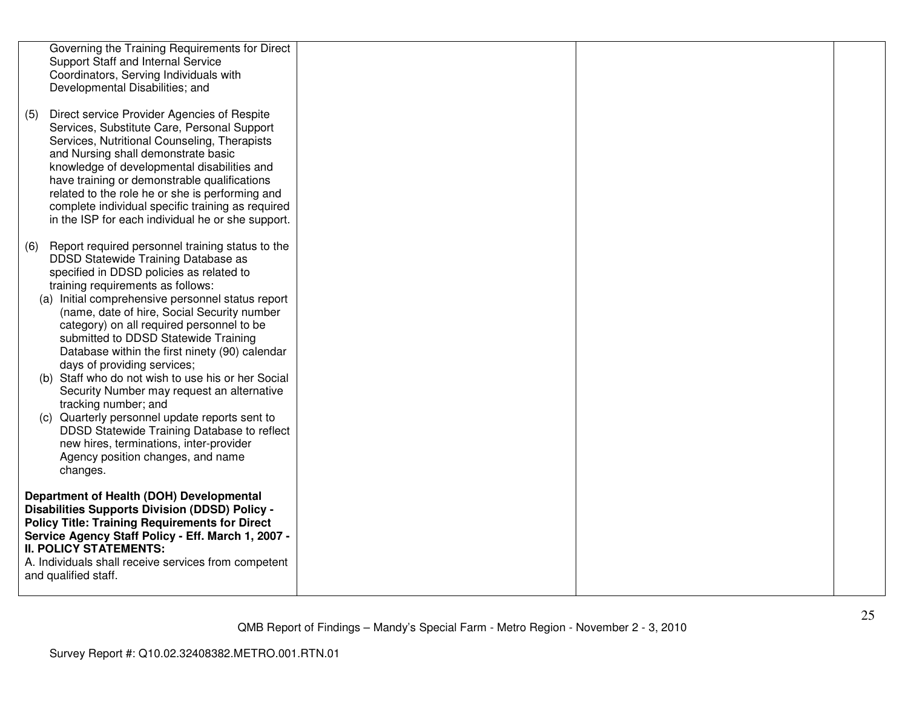| | | | |
|---|---|---|---|
| Governing the Training Requirements for Direct Support Staff and Internal Service Coordinators, Serving Individuals with Developmental Disabilities; and<br><br>(5) Direct service Provider Agencies of Respite Services, Substitute Care, Personal Support Services, Nutritional Counseling, Therapists and Nursing shall demonstrate basic knowledge of developmental disabilities and have training or demonstrable qualifications related to the role he or she is performing and complete individual specific training as required in the ISP for each individual he or she support.<br><br>(6) Report required personnel training status to the DDSD Statewide Training Database as specified in DDSD policies as related to training requirements as follows:<br>(a) Initial comprehensive personnel status report (name, date of hire, Social Security number category) on all required personnel to be submitted to DDSD Statewide Training Database within the first ninety (90) calendar days of providing services;<br>(b) Staff who do not wish to use his or her Social Security Number may request an alternative tracking number; and<br>(c) Quarterly personnel update reports sent to DDSD Statewide Training Database to reflect new hires, terminations, inter-provider Agency position changes, and name changes.<br><br>**Department of Health (DOH) Developmental Disabilities Supports Division (DDSD) Policy - Policy Title: Training Requirements for Direct Service Agency Staff Policy - Eff. March 1, 2007 - II. POLICY STATEMENTS:**<br>A. Individuals shall receive services from competent and qualified staff. | | | |

QMB Report of Findings – Mandy's Special Farm - Metro Region - November 2 - 3, 2010

Survey Report #: Q10.02.32408382.METRO.001.RTN.01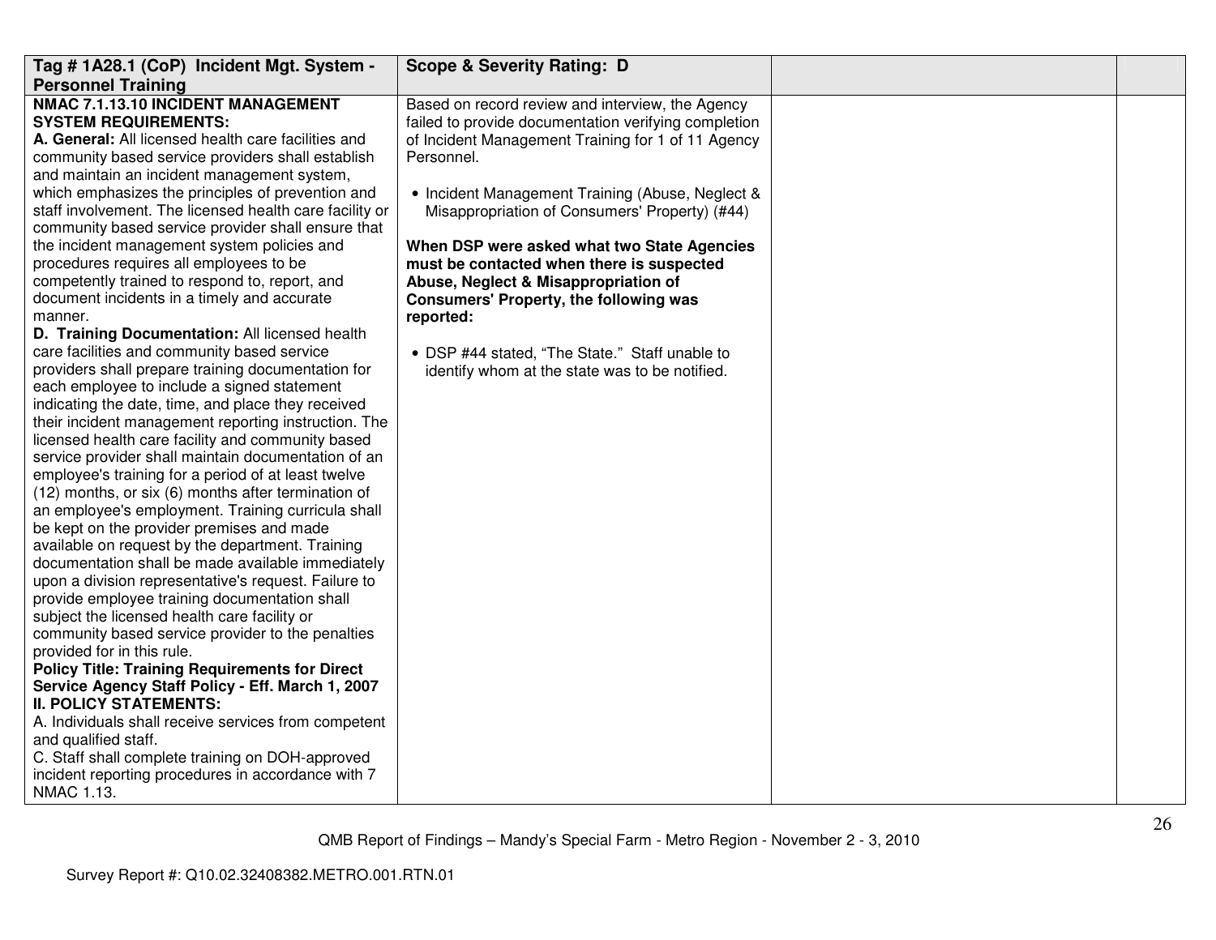| Tag # 1A28.1 (CoP) Incident Mgt. System - Personnel Training | Scope & Severity Rating: D | | |
|---|---|---|---|
| **NMAC 7.1.13.10 INCIDENT MANAGEMENT SYSTEM REQUIREMENTS:**<br>**A. General:** All licensed health care facilities and community based service providers shall establish and maintain an incident management system, which emphasizes the principles of prevention and staff involvement. The licensed health care facility or community based service provider shall ensure that the incident management system policies and procedures requires all employees to be competently trained to respond to, report, and document incidents in a timely and accurate manner.<br>**D. Training Documentation:** All licensed health care facilities and community based service providers shall prepare training documentation for each employee to include a signed statement indicating the date, time, and place they received their incident management reporting instruction. The licensed health care facility and community based service provider shall maintain documentation of an employee's training for a period of at least twelve (12) months, or six (6) months after termination of an employee's employment. Training curricula shall be kept on the provider premises and made available on request by the department. Training documentation shall be made available immediately upon a division representative's request. Failure to provide employee training documentation shall subject the licensed health care facility or community based service provider to the penalties provided for in this rule.<br>**Policy Title: Training Requirements for Direct Service Agency Staff Policy - Eff. March 1, 2007**<br>**II. POLICY STATEMENTS:**<br>A. Individuals shall receive services from competent and qualified staff.<br>C. Staff shall complete training on DOH-approved incident reporting procedures in accordance with 7 NMAC 1.13. | Based on record review and interview, the Agency failed to provide documentation verifying completion of Incident Management Training for 1 of 11 Agency Personnel.<br><br>• Incident Management Training (Abuse, Neglect & Misappropriation of Consumers' Property) (#44)<br><br>**When DSP were asked what two State Agencies must be contacted when there is suspected Abuse, Neglect & Misappropriation of Consumers' Property, the following was reported:**<br><br>• DSP #44 stated, "The State." Staff unable to identify whom at the state was to be notified. | | |

QMB Report of Findings – Mandy's Special Farm - Metro Region - November 2 - 3, 2010

Survey Report #: Q10.02.32408382.METRO.001.RTN.01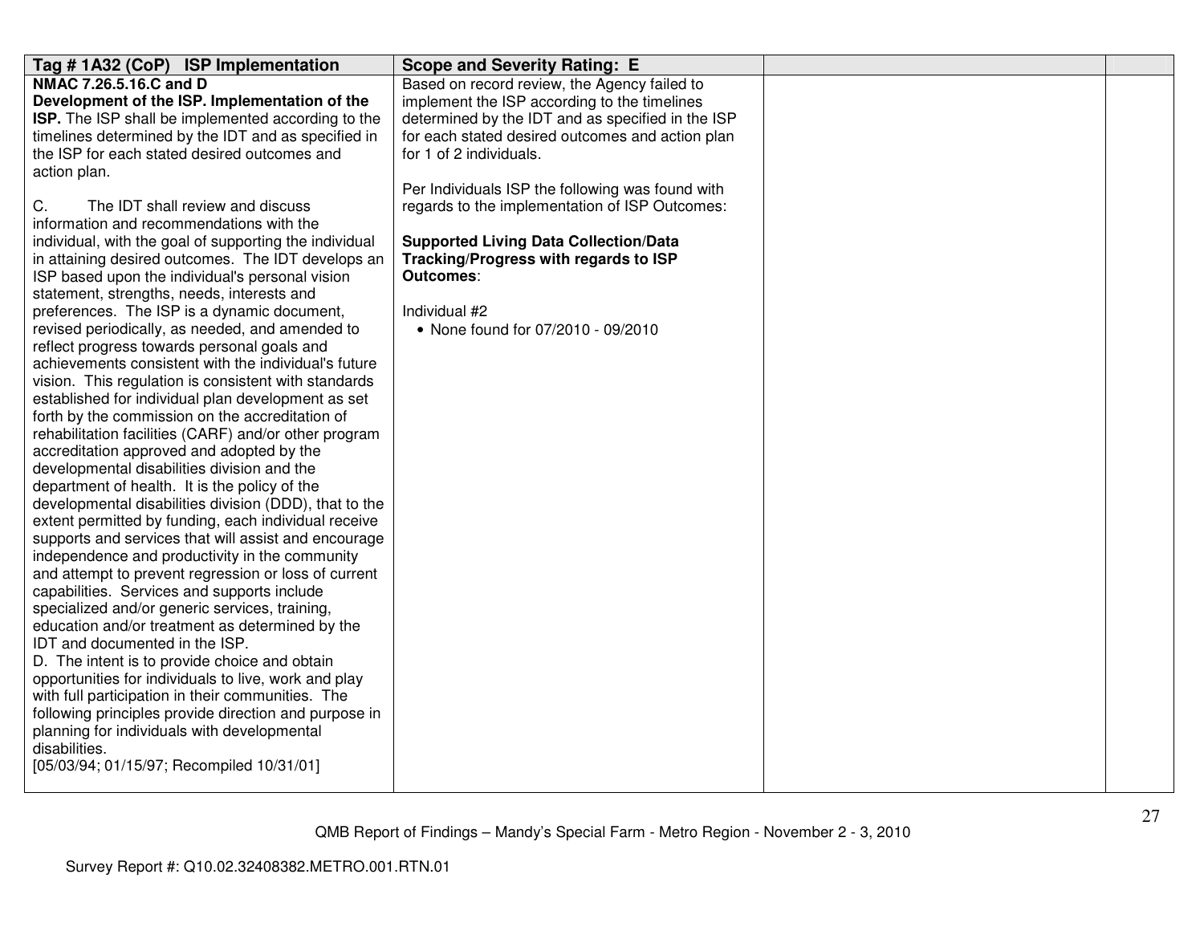| Tag # 1A32 (CoP) ISP Implementation | Scope and Severity Rating: E | | |
|---|---|---|---|
| **NMAC 7.26.5.16.C and D**<br>**Development of the ISP. Implementation of the ISP.** The ISP shall be implemented according to the timelines determined by the IDT and as specified in the ISP for each stated desired outcomes and action plan.<br><br>C. The IDT shall review and discuss information and recommendations with the individual, with the goal of supporting the individual in attaining desired outcomes. The IDT develops an ISP based upon the individual's personal vision statement, strengths, needs, interests and preferences. The ISP is a dynamic document, revised periodically, as needed, and amended to reflect progress towards personal goals and achievements consistent with the individual's future vision. This regulation is consistent with standards established for individual plan development as set forth by the commission on the accreditation of rehabilitation facilities (CARF) and/or other program accreditation approved and adopted by the developmental disabilities division and the department of health. It is the policy of the developmental disabilities division (DDD), that to the extent permitted by funding, each individual receive supports and services that will assist and encourage independence and productivity in the community and attempt to prevent regression or loss of current capabilities. Services and supports include specialized and/or generic services, training, education and/or treatment as determined by the IDT and documented in the ISP.<br>D. The intent is to provide choice and obtain opportunities for individuals to live, work and play with full participation in their communities. The following principles provide direction and purpose in planning for individuals with developmental disabilities.<br>[05/03/94; 01/15/97; Recompiled 10/31/01] | Based on record review, the Agency failed to implement the ISP according to the timelines determined by the IDT and as specified in the ISP for each stated desired outcomes and action plan for 1 of 2 individuals.<br><br>Per Individuals ISP the following was found with regards to the implementation of ISP Outcomes:<br><br>**Supported Living Data Collection/Data Tracking/Progress with regards to ISP Outcomes**:<br><br>Individual #2<br>• None found for 07/2010 - 09/2010 | | |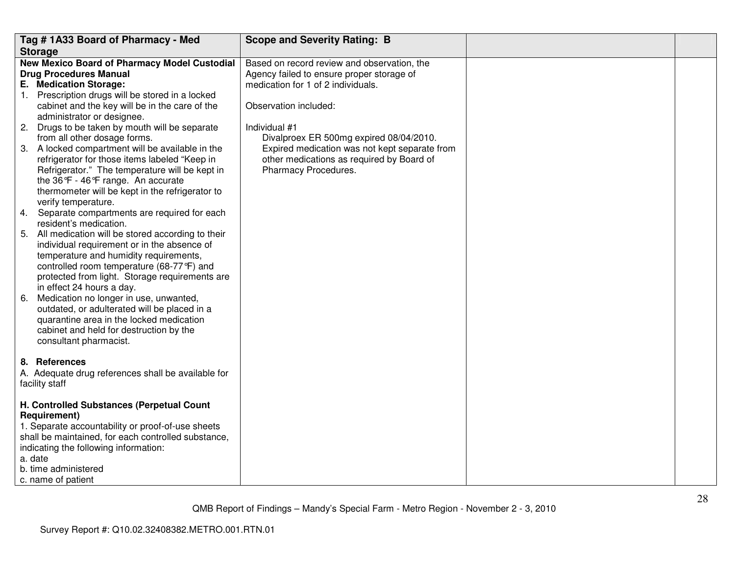| Tag # 1A33 Board of Pharmacy - Med Storage | Scope and Severity Rating: B | | |
|---|---|---|---|
| **New Mexico Board of Pharmacy Model Custodial Drug Procedures Manual**<br>**E. Medication Storage:**<br>1. Prescription drugs will be stored in a locked cabinet and the key will be in the care of the administrator or designee.<br>2. Drugs to be taken by mouth will be separate from all other dosage forms.<br>3. A locked compartment will be available in the refrigerator for those items labeled "Keep in Refrigerator." The temperature will be kept in the 36℉ - 46℉ range. An accurate thermometer will be kept in the refrigerator to verify temperature.<br>4. Separate compartments are required for each resident's medication.<br>5. All medication will be stored according to their individual requirement or in the absence of temperature and humidity requirements, controlled room temperature (68-77℉) and protected from light. Storage requirements are in effect 24 hours a day.<br>6. Medication no longer in use, unwanted, outdated, or adulterated will be placed in a quarantine area in the locked medication cabinet and held for destruction by the consultant pharmacist.<br><br>**8. References**<br>A. Adequate drug references shall be available for facility staff<br><br>**H. Controlled Substances (Perpetual Count Requirement)**<br>1. Separate accountability or proof-of-use sheets shall be maintained, for each controlled substance, indicating the following information:<br>a. date<br>b. time administered<br>c. name of patient | Based on record review and observation, the Agency failed to ensure proper storage of medication for 1 of 2 individuals.<br><br>Observation included:<br><br>Individual #1<br>Divalproex ER 500mg expired 08/04/2010. Expired medication was not kept separate from other medications as required by Board of Pharmacy Procedures. | | |

QMB Report of Findings – Mandy's Special Farm - Metro Region - November 2 - 3, 2010

Survey Report #: Q10.02.32408382.METRO.001.RTN.01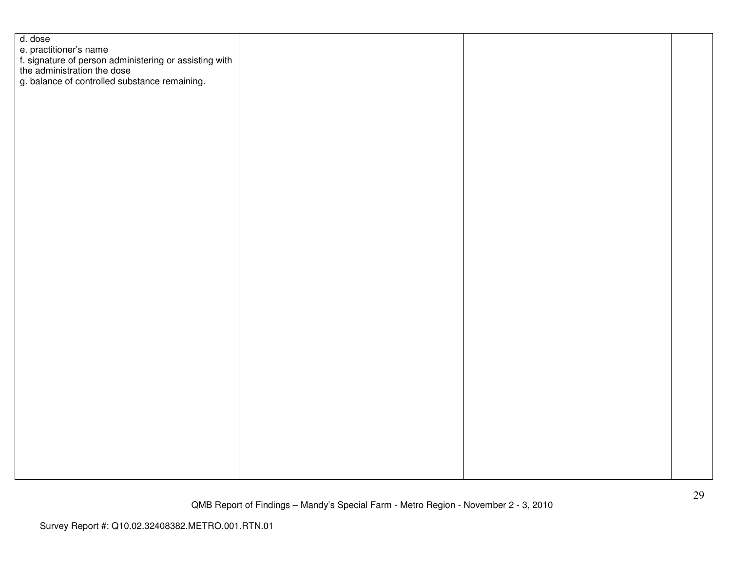| | | | |
|---|---|---|---|
| d. dose<br>e. practitioner's name<br>f. signature of person administering or assisting with the administration the dose<br>g. balance of controlled substance remaining. | | | |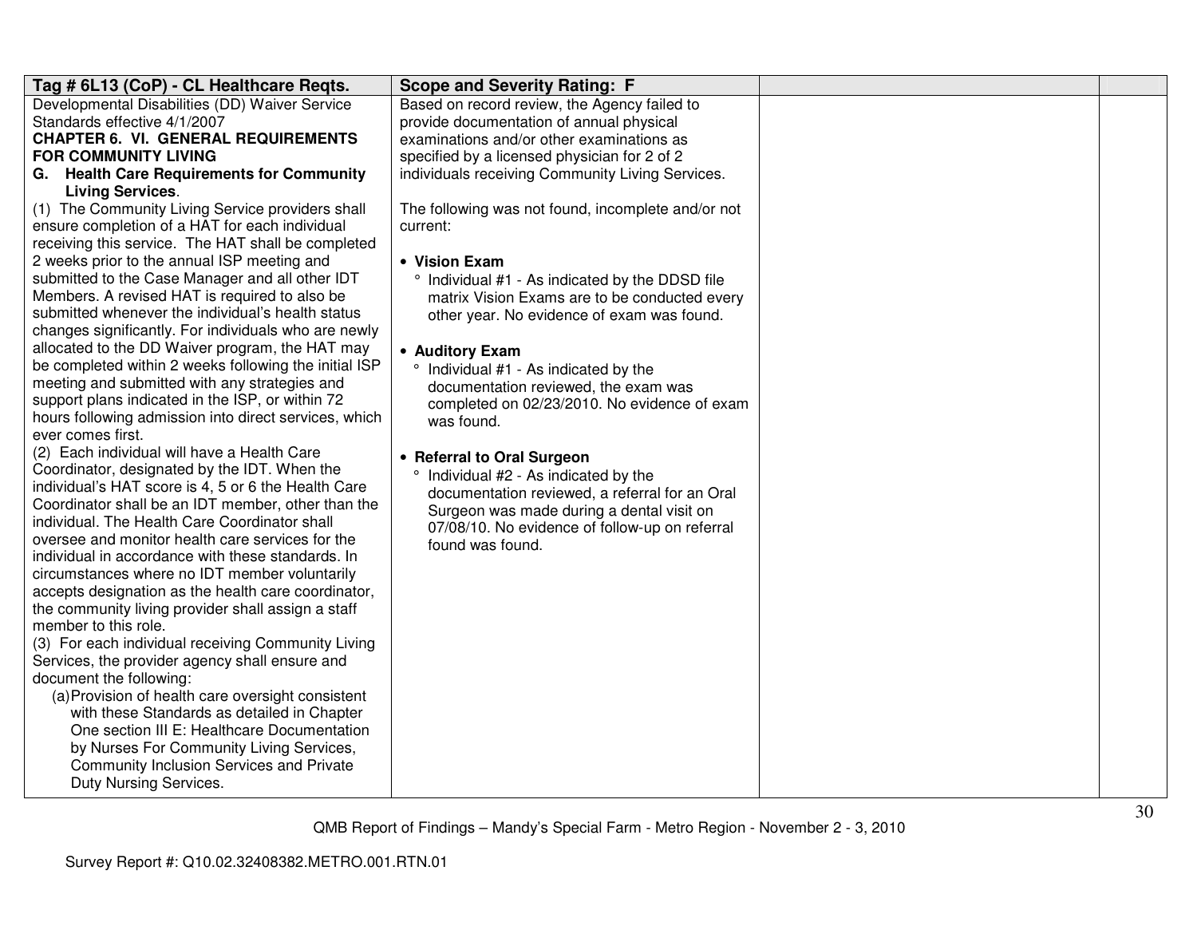| Tag # 6L13 (CoP) - CL Healthcare Reqts. | Scope and Severity Rating: F | | |
|---|---|---|---|
| Developmental Disabilities (DD) Waiver Service Standards effective 4/1/2007<br>**CHAPTER 6. VI. GENERAL REQUIREMENTS FOR COMMUNITY LIVING**<br>**G. Health Care Requirements for Community Living Services**.<br>(1) The Community Living Service providers shall ensure completion of a HAT for each individual receiving this service. The HAT shall be completed 2 weeks prior to the annual ISP meeting and submitted to the Case Manager and all other IDT Members. A revised HAT is required to also be submitted whenever the individual's health status changes significantly. For individuals who are newly allocated to the DD Waiver program, the HAT may be completed within 2 weeks following the initial ISP meeting and submitted with any strategies and support plans indicated in the ISP, or within 72 hours following admission into direct services, which ever comes first.<br>(2) Each individual will have a Health Care Coordinator, designated by the IDT. When the individual's HAT score is 4, 5 or 6 the Health Care Coordinator shall be an IDT member, other than the individual. The Health Care Coordinator shall oversee and monitor health care services for the individual in accordance with these standards. In circumstances where no IDT member voluntarily accepts designation as the health care coordinator, the community living provider shall assign a staff member to this role.<br>(3) For each individual receiving Community Living Services, the provider agency shall ensure and document the following:<br>(a) Provision of health care oversight consistent with these Standards as detailed in Chapter One section III E: Healthcare Documentation by Nurses For Community Living Services, Community Inclusion Services and Private Duty Nursing Services. | Based on record review, the Agency failed to provide documentation of annual physical examinations and/or other examinations as specified by a licensed physician for 2 of 2 individuals receiving Community Living Services.<br><br>The following was not found, incomplete and/or not current:<br><br>• **Vision Exam**<br>° Individual #1 - As indicated by the DDSD file matrix Vision Exams are to be conducted every other year. No evidence of exam was found.<br><br>• **Auditory Exam**<br>° Individual #1 - As indicated by the documentation reviewed, the exam was completed on 02/23/2010. No evidence of exam was found.<br><br>• **Referral to Oral Surgeon**<br>° Individual #2 - As indicated by the documentation reviewed, a referral for an Oral Surgeon was made during a dental visit on 07/08/10. No evidence of follow-up on referral found was found. | | |

QMB Report of Findings – Mandy's Special Farm - Metro Region - November 2 - 3, 2010

Survey Report #: Q10.02.32408382.METRO.001.RTN.01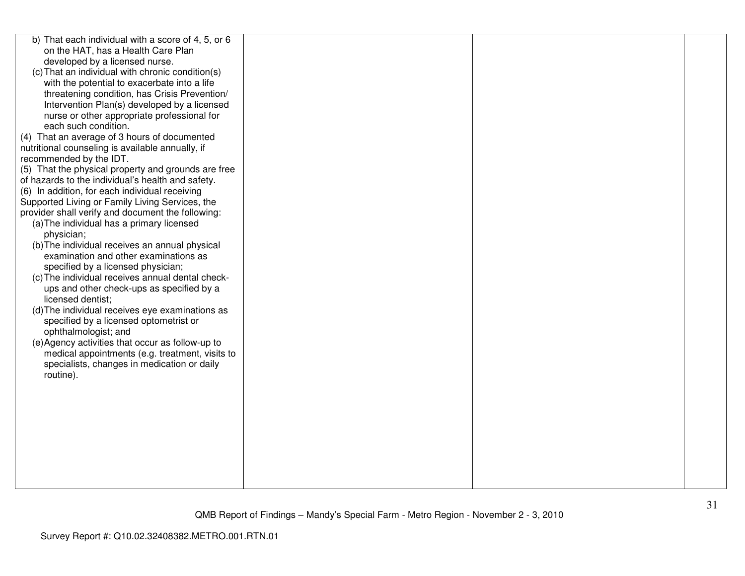| | | | |
|---|---|---|---|
| b) That each individual with a score of 4, 5, or 6 on the HAT, has a Health Care Plan developed by a licensed nurse.<br>(c) That an individual with chronic condition(s) with the potential to exacerbate into a life threatening condition, has Crisis Prevention/ Intervention Plan(s) developed by a licensed nurse or other appropriate professional for each such condition.<br>(4) That an average of 3 hours of documented nutritional counseling is available annually, if recommended by the IDT.<br>(5) That the physical property and grounds are free of hazards to the individual's health and safety.<br>(6) In addition, for each individual receiving Supported Living or Family Living Services, the provider shall verify and document the following:<br>(a) The individual has a primary licensed physician;<br>(b) The individual receives an annual physical examination and other examinations as specified by a licensed physician;<br>(c) The individual receives annual dental check-ups and other check-ups as specified by a licensed dentist;<br>(d) The individual receives eye examinations as specified by a licensed optometrist or ophthalmologist; and<br>(e) Agency activities that occur as follow-up to medical appointments (e.g. treatment, visits to specialists, changes in medication or daily routine). | | | |

QMB Report of Findings – Mandy's Special Farm - Metro Region - November 2 - 3, 2010

Survey Report #: Q10.02.32408382.METRO.001.RTN.01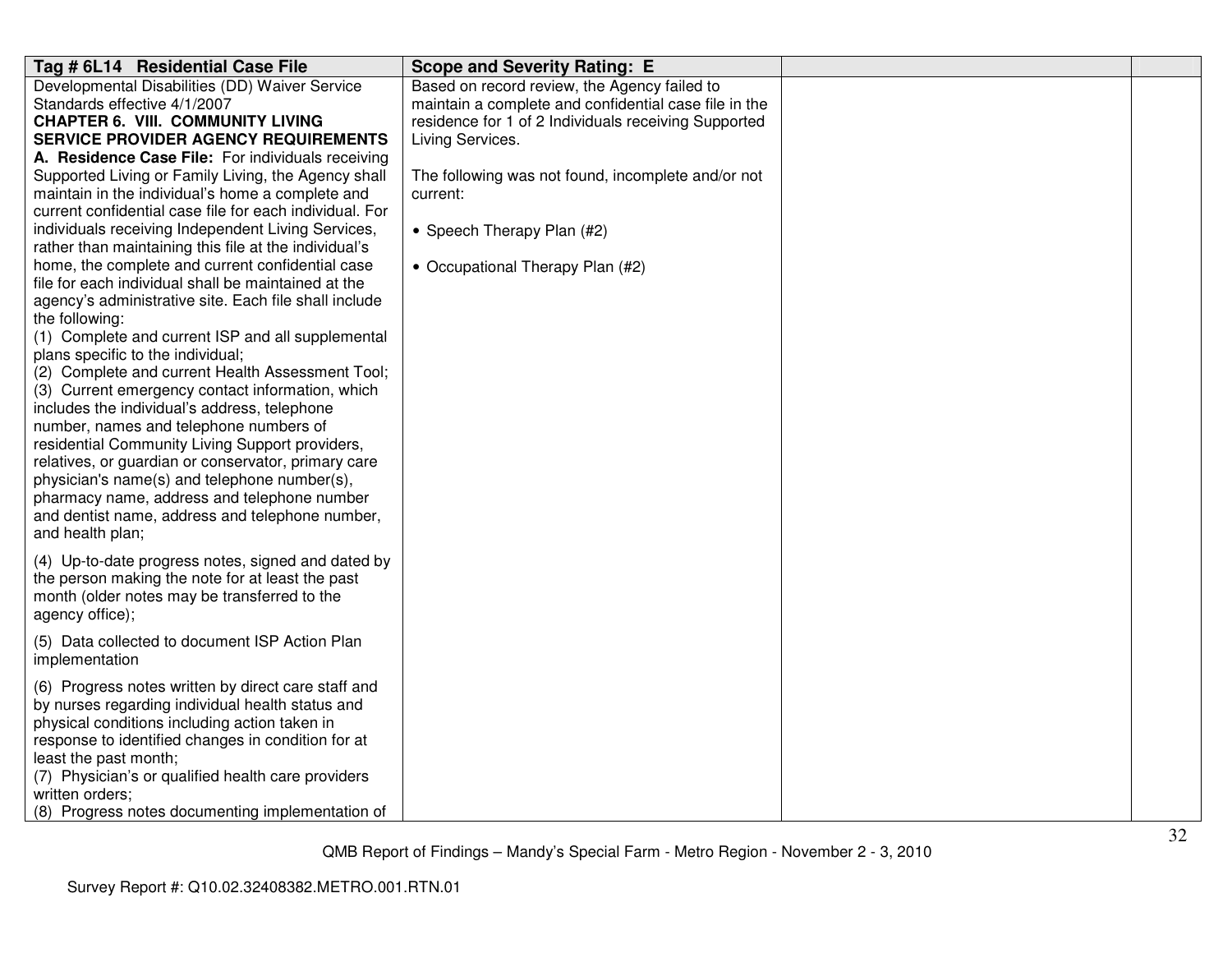| Tag # 6L14 Residential Case File | Scope and Severity Rating: E | | |
|---|---|---|---|
| Developmental Disabilities (DD) Waiver Service Standards effective 4/1/2007<br>**CHAPTER 6. VIII. COMMUNITY LIVING SERVICE PROVIDER AGENCY REQUIREMENTS**<br>**A. Residence Case File:** For individuals receiving Supported Living or Family Living, the Agency shall maintain in the individual's home a complete and current confidential case file for each individual. For individuals receiving Independent Living Services, rather than maintaining this file at the individual's home, the complete and current confidential case file for each individual shall be maintained at the agency's administrative site. Each file shall include the following:<br>(1) Complete and current ISP and all supplemental plans specific to the individual;<br>(2) Complete and current Health Assessment Tool;<br>(3) Current emergency contact information, which includes the individual's address, telephone number, names and telephone numbers of residential Community Living Support providers, relatives, or guardian or conservator, primary care physician's name(s) and telephone number(s), pharmacy name, address and telephone number and dentist name, address and telephone number, and health plan;<br><br>(4) Up-to-date progress notes, signed and dated by the person making the note for at least the past month (older notes may be transferred to the agency office);<br><br>(5) Data collected to document ISP Action Plan implementation<br><br>(6) Progress notes written by direct care staff and by nurses regarding individual health status and physical conditions including action taken in response to identified changes in condition for at least the past month;<br>(7) Physician's or qualified health care providers written orders;<br>(8) Progress notes documenting implementation of | Based on record review, the Agency failed to maintain a complete and confidential case file in the residence for 1 of 2 Individuals receiving Supported Living Services.<br><br>The following was not found, incomplete and/or not current:<br><br>• Speech Therapy Plan (#2)<br><br>• Occupational Therapy Plan (#2) | | |

QMB Report of Findings – Mandy's Special Farm - Metro Region - November 2 - 3, 2010

Survey Report #: Q10.02.32408382.METRO.001.RTN.01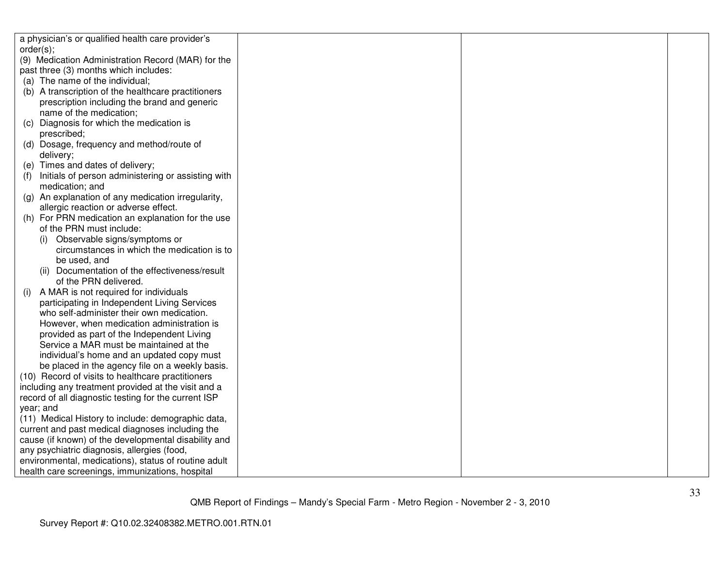| | | | |
|---|---|---|---|
| a physician's or qualified health care provider's order(s);<br>(9) Medication Administration Record (MAR) for the past three (3) months which includes:<br>(a) The name of the individual;<br>(b) A transcription of the healthcare practitioners prescription including the brand and generic name of the medication;<br>(c) Diagnosis for which the medication is prescribed;<br>(d) Dosage, frequency and method/route of delivery;<br>(e) Times and dates of delivery;<br>(f) Initials of person administering or assisting with medication; and<br>(g) An explanation of any medication irregularity, allergic reaction or adverse effect.<br>(h) For PRN medication an explanation for the use of the PRN must include:<br>(i) Observable signs/symptoms or circumstances in which the medication is to be used, and<br>(ii) Documentation of the effectiveness/result of the PRN delivered.<br>(i) A MAR is not required for individuals participating in Independent Living Services who self-administer their own medication. However, when medication administration is provided as part of the Independent Living Service a MAR must be maintained at the individual's home and an updated copy must be placed in the agency file on a weekly basis.<br>(10) Record of visits to healthcare practitioners including any treatment provided at the visit and a record of all diagnostic testing for the current ISP year; and<br>(11) Medical History to include: demographic data, current and past medical diagnoses including the cause (if known) of the developmental disability and any psychiatric diagnosis, allergies (food, environmental, medications), status of routine adult health care screenings, immunizations, hospital | | | |

QMB Report of Findings – Mandy's Special Farm - Metro Region - November 2 - 3, 2010

Survey Report #: Q10.02.32408382.METRO.001.RTN.01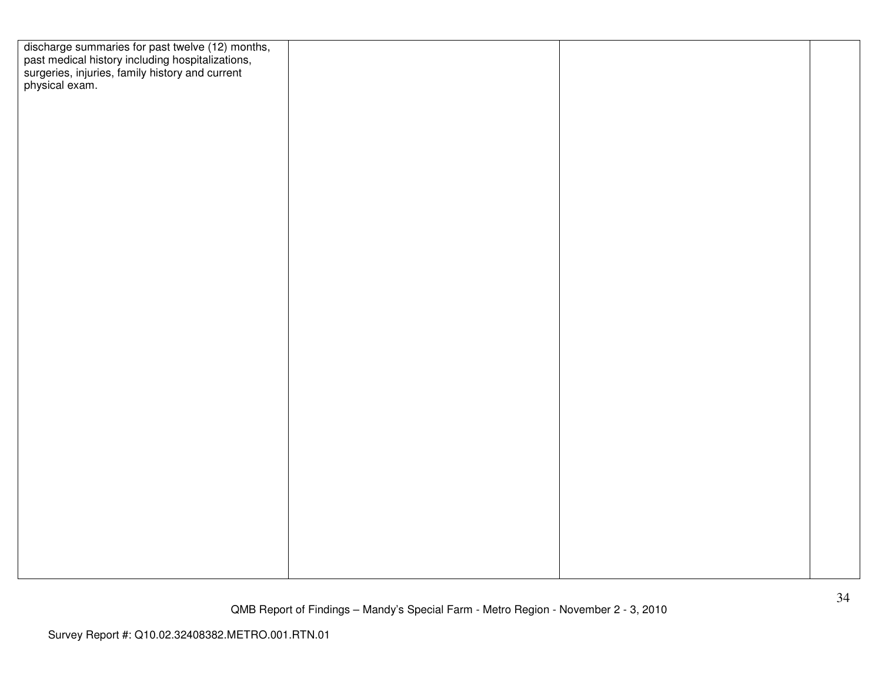| | | | |
|---|---|---|---|
| discharge summaries for past twelve (12) months, past medical history including hospitalizations, surgeries, injuries, family history and current physical exam. | | | |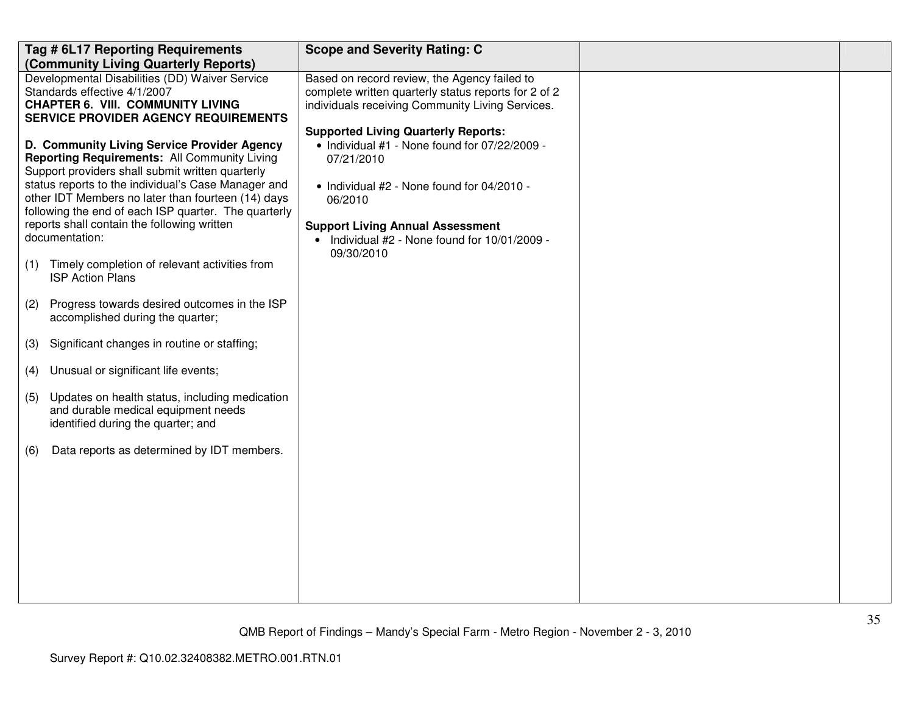| Tag # 6L17 Reporting Requirements (Community Living Quarterly Reports) | Scope and Severity Rating: C | | |
|---|---|---|---|
| Developmental Disabilities (DD) Waiver Service Standards effective 4/1/2007<br>**CHAPTER 6. VIII. COMMUNITY LIVING SERVICE PROVIDER AGENCY REQUIREMENTS**<br><br>**D. Community Living Service Provider Agency Reporting Requirements:** All Community Living Support providers shall submit written quarterly status reports to the individual's Case Manager and other IDT Members no later than fourteen (14) days following the end of each ISP quarter. The quarterly reports shall contain the following written documentation:<br><br>(1) Timely completion of relevant activities from ISP Action Plans<br><br>(2) Progress towards desired outcomes in the ISP accomplished during the quarter;<br><br>(3) Significant changes in routine or staffing;<br><br>(4) Unusual or significant life events;<br><br>(5) Updates on health status, including medication and durable medical equipment needs identified during the quarter; and<br><br>(6) Data reports as determined by IDT members. | Based on record review, the Agency failed to complete written quarterly status reports for 2 of 2 individuals receiving Community Living Services.<br><br>**Supported Living Quarterly Reports:**<br>• Individual #1 - None found for 07/22/2009 - 07/21/2010<br><br>• Individual #2 - None found for 04/2010 - 06/2010<br><br>**Support Living Annual Assessment**<br>• Individual #2 - None found for 10/01/2009 - 09/30/2010 | | |

QMB Report of Findings – Mandy's Special Farm - Metro Region - November 2 - 3, 2010

Survey Report #: Q10.02.32408382.METRO.001.RTN.01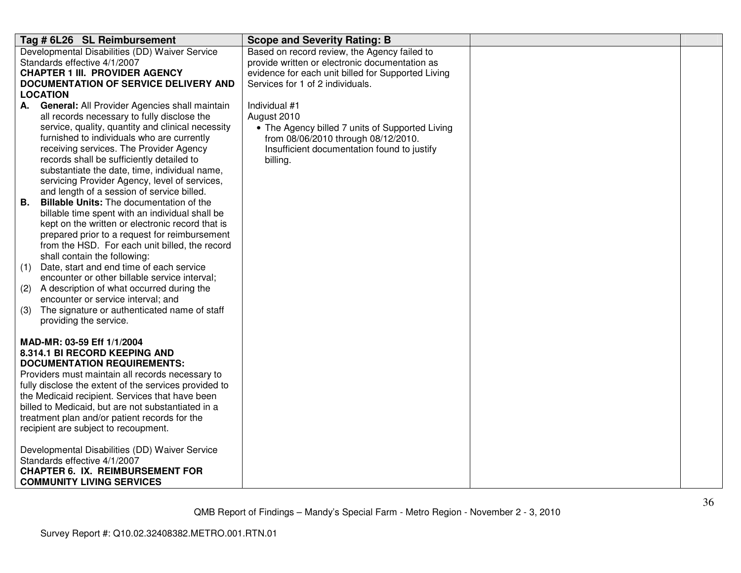| Tag # 6L26 SL Reimbursement | Scope and Severity Rating: B | | |
|---|---|---|---|
| Developmental Disabilities (DD) Waiver Service Standards effective 4/1/2007<br>**CHAPTER 1 III. PROVIDER AGENCY DOCUMENTATION OF SERVICE DELIVERY AND LOCATION**<br>**A. General:** All Provider Agencies shall maintain all records necessary to fully disclose the service, quality, quantity and clinical necessity furnished to individuals who are currently receiving services. The Provider Agency records shall be sufficiently detailed to substantiate the date, time, individual name, servicing Provider Agency, level of services, and length of a session of service billed.<br>**B. Billable Units:** The documentation of the billable time spent with an individual shall be kept on the written or electronic record that is prepared prior to a request for reimbursement from the HSD. For each unit billed, the record shall contain the following:<br>(1) Date, start and end time of each service encounter or other billable service interval;<br>(2) A description of what occurred during the encounter or service interval; and<br>(3) The signature or authenticated name of staff providing the service.<br><br>**MAD-MR: 03-59 Eff 1/1/2004**<br>**8.314.1 BI RECORD KEEPING AND DOCUMENTATION REQUIREMENTS:**<br>Providers must maintain all records necessary to fully disclose the extent of the services provided to the Medicaid recipient. Services that have been billed to Medicaid, but are not substantiated in a treatment plan and/or patient records for the recipient are subject to recoupment.<br><br>Developmental Disabilities (DD) Waiver Service Standards effective 4/1/2007<br>**CHAPTER 6. IX. REIMBURSEMENT FOR COMMUNITY LIVING SERVICES** | Based on record review, the Agency failed to provide written or electronic documentation as evidence for each unit billed for Supported Living Services for 1 of 2 individuals.<br><br>Individual #1<br>August 2010<br>• The Agency billed 7 units of Supported Living from 08/06/2010 through 08/12/2010. Insufficient documentation found to justify billing. | | |

QMB Report of Findings – Mandy's Special Farm - Metro Region - November 2 - 3, 2010

Survey Report #: Q10.02.32408382.METRO.001.RTN.01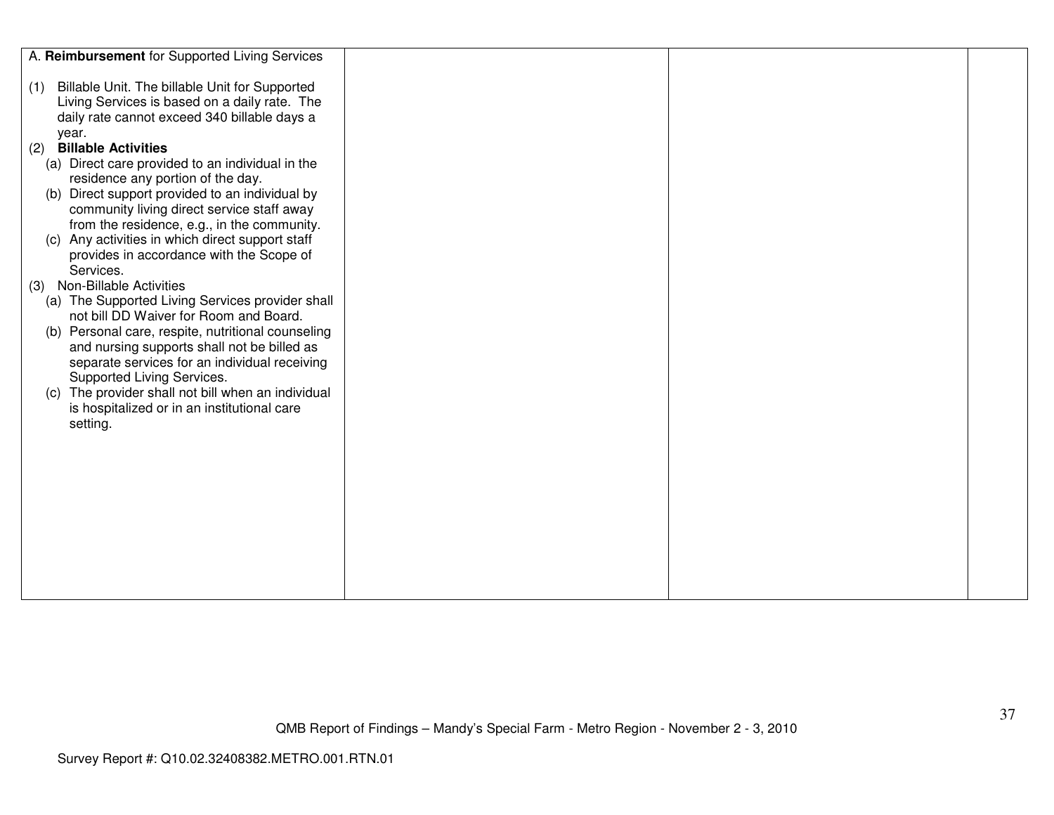| | | | |
|---|---|---|---|
| A. **Reimbursement** for Supported Living Services<br><br>(1) Billable Unit. The billable Unit for Supported Living Services is based on a daily rate. The daily rate cannot exceed 340 billable days a year.<br>(2) **Billable Activities**<br>(a) Direct care provided to an individual in the residence any portion of the day.<br>(b) Direct support provided to an individual by community living direct service staff away from the residence, e.g., in the community.<br>(c) Any activities in which direct support staff provides in accordance with the Scope of Services.<br>(3) Non-Billable Activities<br>(a) The Supported Living Services provider shall not bill DD Waiver for Room and Board.<br>(b) Personal care, respite, nutritional counseling and nursing supports shall not be billed as separate services for an individual receiving Supported Living Services.<br>(c) The provider shall not bill when an individual is hospitalized or in an institutional care setting. | | | |

QMB Report of Findings – Mandy's Special Farm - Metro Region - November 2 - 3, 2010

Survey Report #: Q10.02.32408382.METRO.001.RTN.01